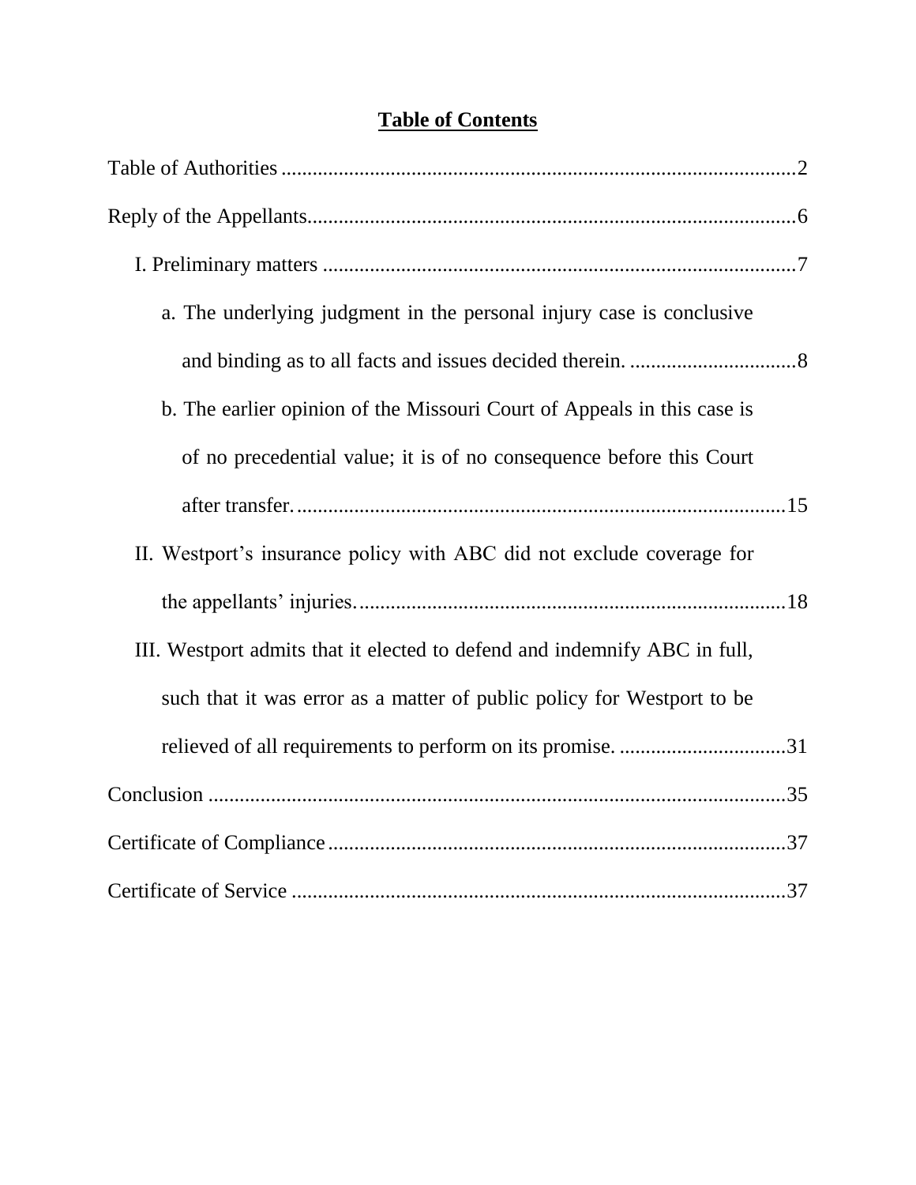# Table of Contents

Table of Authorities .................................................................................................2

Reply of the Appellants............................................................................................6

I. Preliminary matters ..........................................................................................7

a. The underlying judgment in the personal injury case is conclusive and binding as to all facts and issues decided therein. ................................8

b. The earlier opinion of the Missouri Court of Appeals in this case is of no precedential value; it is of no consequence before this Court after transfer. ............................................................................................15

II. Westport's insurance policy with ABC did not exclude coverage for the appellants' injuries. .................................................................................18

III. Westport admits that it elected to defend and indemnify ABC in full, such that it was error as a matter of public policy for Westport to be relieved of all requirements to perform on its promise. ................................31

Conclusion ..............................................................................................................35

Certificate of Compliance .......................................................................................37

Certificate of Service ..............................................................................................37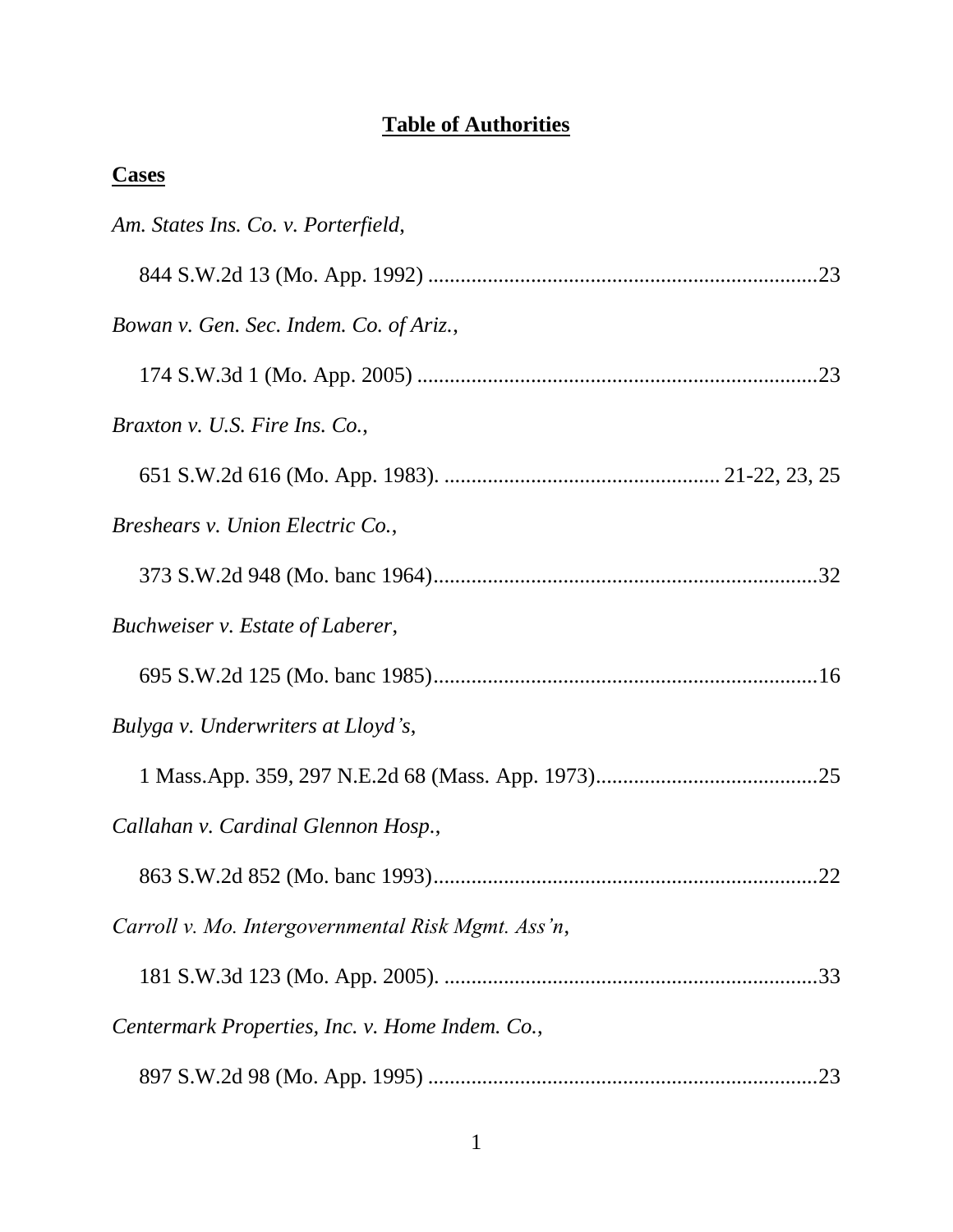# Table of Authorities

## Cases

*Am. States Ins. Co. v. Porterfield*,

844 S.W.2d 13 (Mo. App. 1992) ........................................................................23

*Bowan v. Gen. Sec. Indem. Co. of Ariz.*,

174 S.W.3d 1 (Mo. App. 2005) ..........................................................................23

*Braxton v. U.S. Fire Ins. Co.*,

651 S.W.2d 616 (Mo. App. 1983). ................................................... 21-22, 23, 25

*Breshears v. Union Electric Co.*,

373 S.W.2d 948 (Mo. banc 1964).......................................................................32

*Buchweiser v. Estate of Laberer*,

695 S.W.2d 125 (Mo. banc 1985).......................................................................16

*Bulyga v. Underwriters at Lloyd's*,

1 Mass.App. 359, 297 N.E.2d 68 (Mass. App. 1973)..........................................25

*Callahan v. Cardinal Glennon Hosp.*,

863 S.W.2d 852 (Mo. banc 1993).......................................................................22

*Carroll v. Mo. Intergovernmental Risk Mgmt. Ass'n*,

181 S.W.3d 123 (Mo. App. 2005). .....................................................................33

*Centermark Properties, Inc. v. Home Indem. Co.*,

897 S.W.2d 98 (Mo. App. 1995) ........................................................................23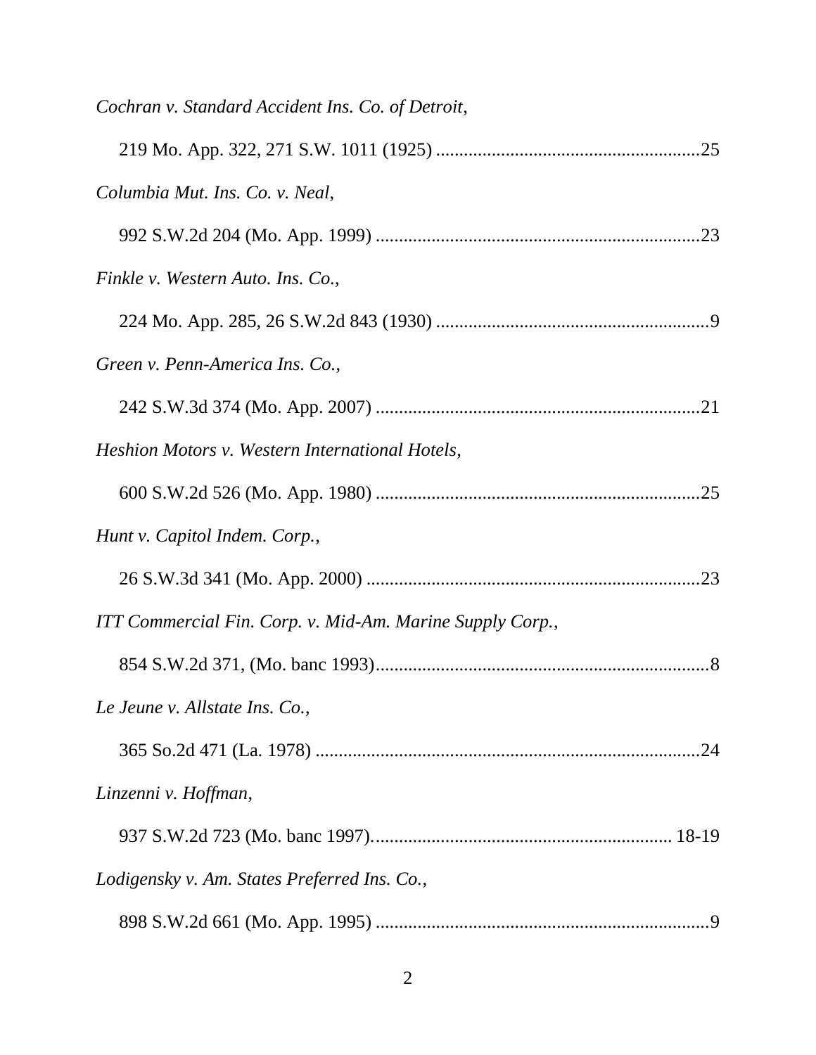*Cochran v. Standard Accident Ins. Co. of Detroit*,

219 Mo. App. 322, 271 S.W. 1011 (1925) .........................................................25

*Columbia Mut. Ins. Co. v. Neal*,

992 S.W.2d 204 (Mo. App. 1999) ......................................................................23

*Finkle v. Western Auto. Ins. Co.*,

224 Mo. App. 285, 26 S.W.2d 843 (1930) ...........................................................9

*Green v. Penn-America Ins. Co.*,

242 S.W.3d 374 (Mo. App. 2007) ......................................................................21

*Heshion Motors v. Western International Hotels*,

600 S.W.2d 526 (Mo. App. 1980) ......................................................................25

*Hunt v. Capitol Indem. Corp.*,

26 S.W.3d 341 (Mo. App. 2000) ........................................................................23

*ITT Commercial Fin. Corp. v. Mid-Am. Marine Supply Corp.*,

854 S.W.2d 371, (Mo. banc 1993)........................................................................8

*Le Jeune v. Allstate Ins. Co.*,

365 So.2d 471 (La. 1978) ...................................................................................24

*Linzenni v. Hoffman*,

937 S.W.2d 723 (Mo. banc 1997)................................................................ 18-19

*Lodigensky v. Am. States Preferred Ins. Co.*,

898 S.W.2d 661 (Mo. App. 1995) ........................................................................9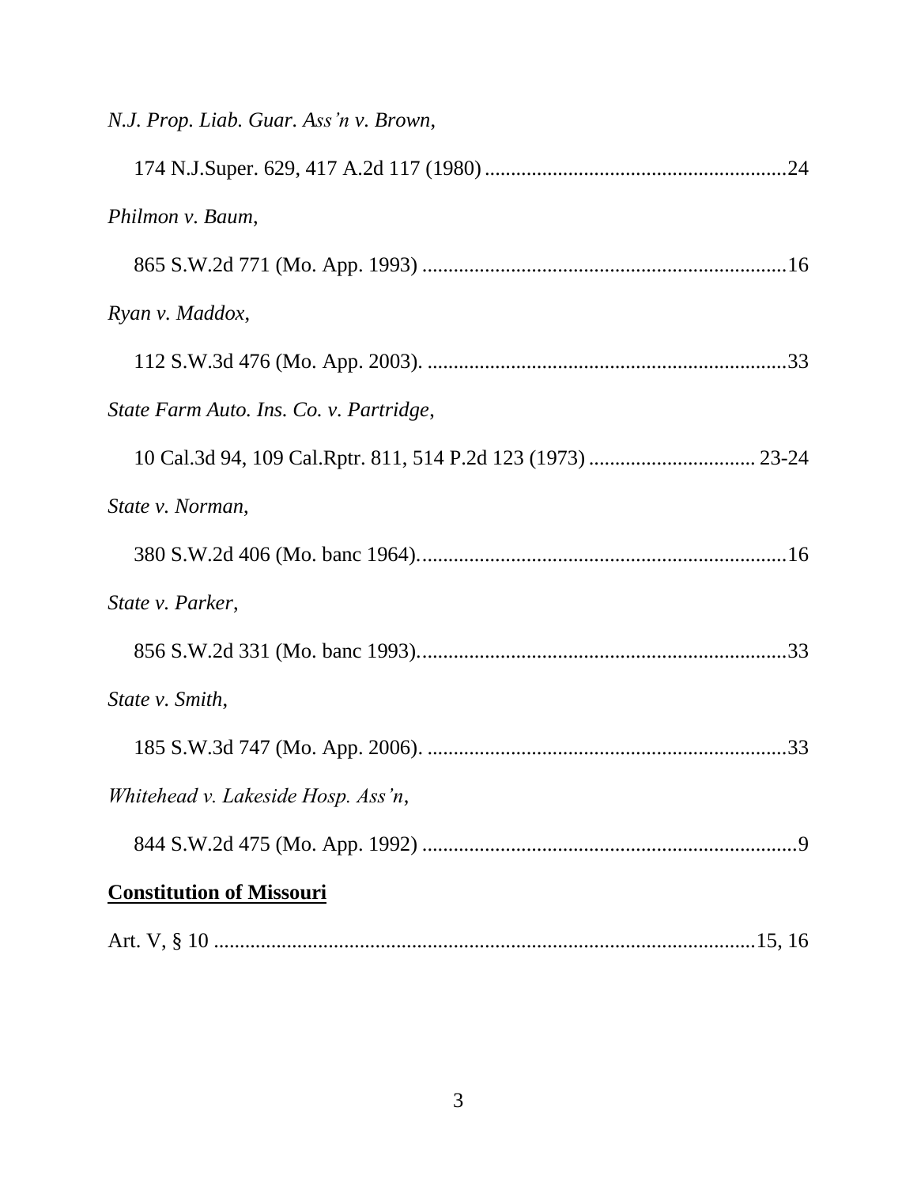*N.J. Prop. Liab. Guar. Ass'n v. Brown*,

174 N.J.Super. 629, 417 A.2d 117 (1980) ..........................................................24

*Philmon v. Baum*,

865 S.W.2d 771 (Mo. App. 1993) ......................................................................16

*Ryan v. Maddox*,

112 S.W.3d 476 (Mo. App. 2003). .....................................................................33

*State Farm Auto. Ins. Co. v. Partridge*,

10 Cal.3d 94, 109 Cal.Rptr. 811, 514 P.2d 123 (1973) ................................ 23-24

*State v. Norman*,

380 S.W.2d 406 (Mo. banc 1964).......................................................................16

*State v. Parker*,

856 S.W.2d 331 (Mo. banc 1993).......................................................................33

*State v. Smith*,

185 S.W.3d 747 (Mo. App. 2006). .....................................................................33

*Whitehead v. Lakeside Hosp. Ass'n*,

844 S.W.2d 475 (Mo. App. 1992) ........................................................................9

**Constitution of Missouri**

Art. V, § 10 ...........................................................................................15, 16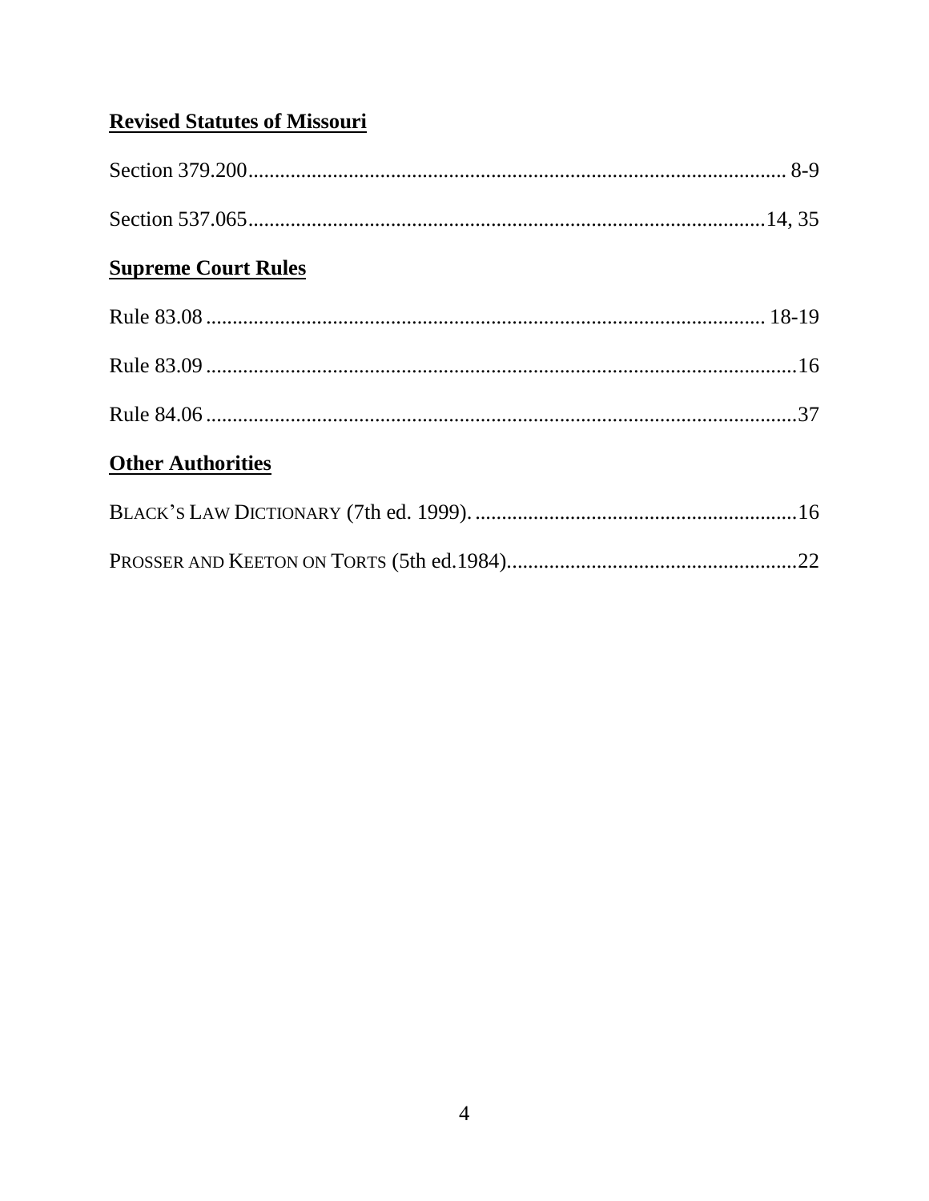**Revised Statutes of Missouri**

Section 379.200....................................................................................................... 8-9

Section 537.065...................................................................................................14, 35

**Supreme Court Rules**

Rule 83.08 ........................................................................................................... 18-19

Rule 83.09 ................................................................................................................16

Rule 84.06 ................................................................................................................37

**Other Authorities**

BLACK'S LAW DICTIONARY (7th ed. 1999). ............................................................16

PROSSER AND KEETON ON TORTS (5th ed.1984).......................................................22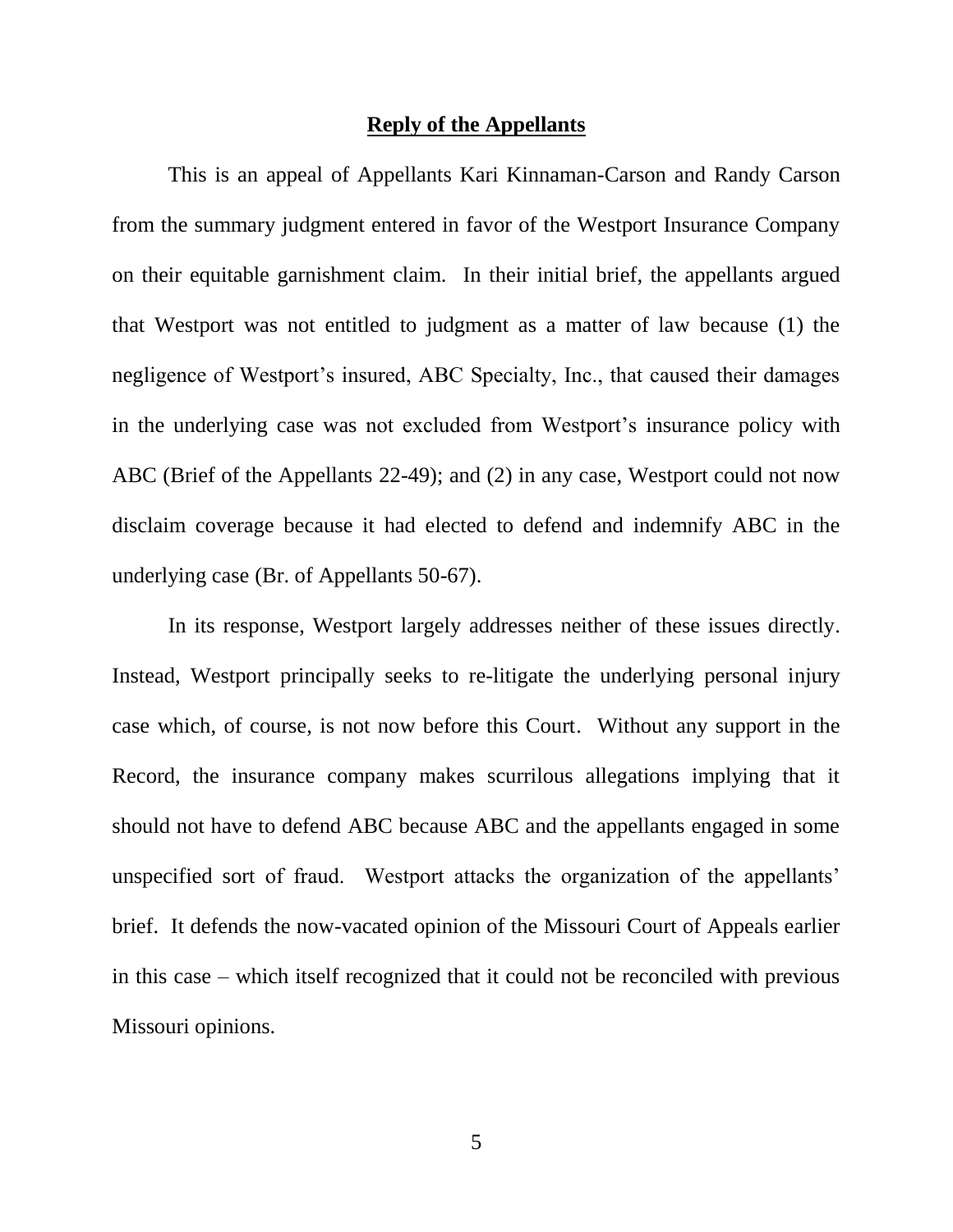## **Reply of the Appellants**

This is an appeal of Appellants Kari Kinnaman-Carson and Randy Carson from the summary judgment entered in favor of the Westport Insurance Company on their equitable garnishment claim. In their initial brief, the appellants argued that Westport was not entitled to judgment as a matter of law because (1) the negligence of Westport's insured, ABC Specialty, Inc., that caused their damages in the underlying case was not excluded from Westport's insurance policy with ABC (Brief of the Appellants 22-49); and (2) in any case, Westport could not now disclaim coverage because it had elected to defend and indemnify ABC in the underlying case (Br. of Appellants 50-67).

In its response, Westport largely addresses neither of these issues directly. Instead, Westport principally seeks to re-litigate the underlying personal injury case which, of course, is not now before this Court. Without any support in the Record, the insurance company makes scurrilous allegations implying that it should not have to defend ABC because ABC and the appellants engaged in some unspecified sort of fraud. Westport attacks the organization of the appellants' brief. It defends the now-vacated opinion of the Missouri Court of Appeals earlier in this case – which itself recognized that it could not be reconciled with previous Missouri opinions.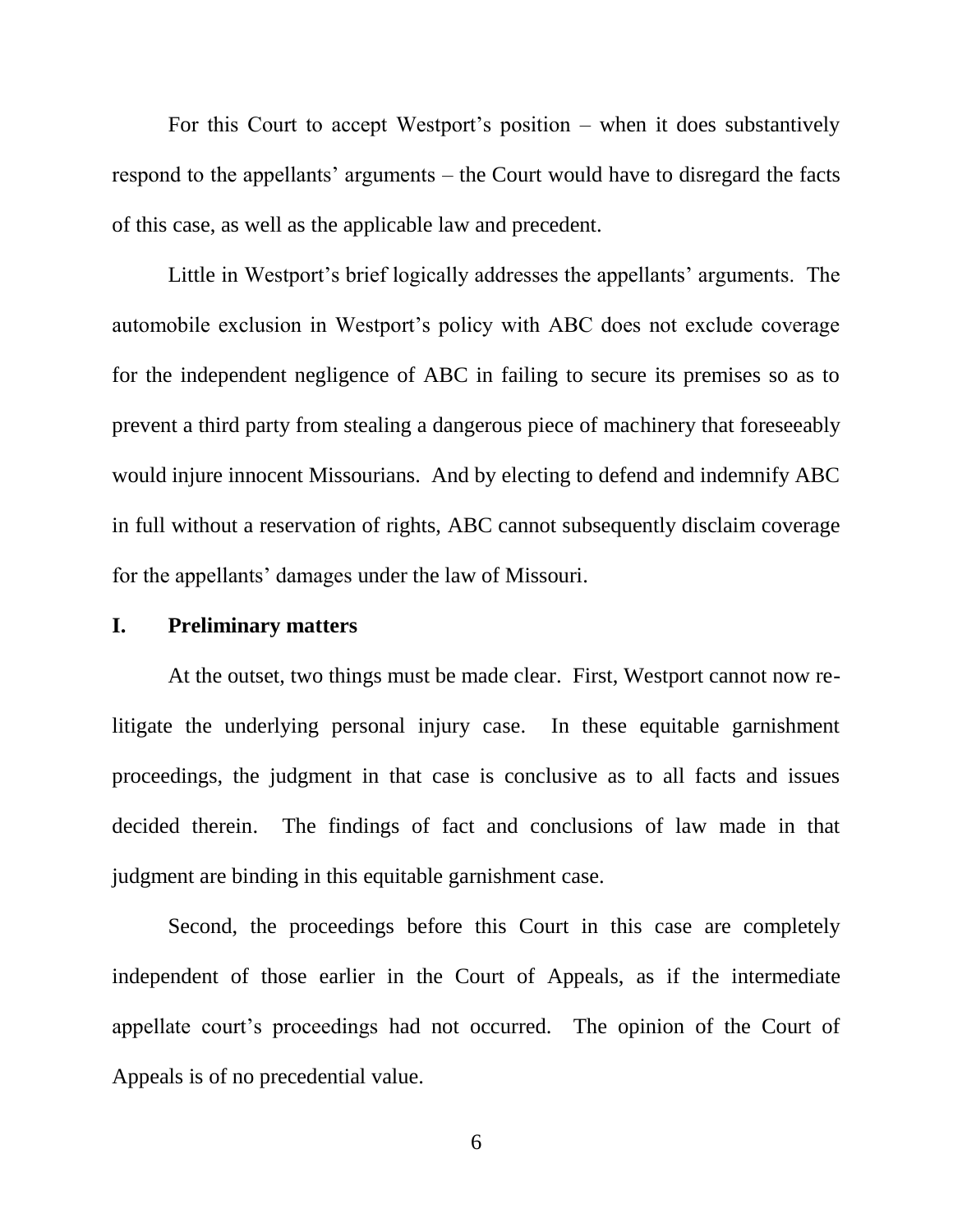For this Court to accept Westport's position – when it does substantively respond to the appellants' arguments – the Court would have to disregard the facts of this case, as well as the applicable law and precedent.

Little in Westport's brief logically addresses the appellants' arguments. The automobile exclusion in Westport's policy with ABC does not exclude coverage for the independent negligence of ABC in failing to secure its premises so as to prevent a third party from stealing a dangerous piece of machinery that foreseeably would injure innocent Missourians. And by electing to defend and indemnify ABC in full without a reservation of rights, ABC cannot subsequently disclaim coverage for the appellants' damages under the law of Missouri.

## I. Preliminary matters

At the outset, two things must be made clear. First, Westport cannot now re-litigate the underlying personal injury case. In these equitable garnishment proceedings, the judgment in that case is conclusive as to all facts and issues decided therein. The findings of fact and conclusions of law made in that judgment are binding in this equitable garnishment case.

Second, the proceedings before this Court in this case are completely independent of those earlier in the Court of Appeals, as if the intermediate appellate court's proceedings had not occurred. The opinion of the Court of Appeals is of no precedential value.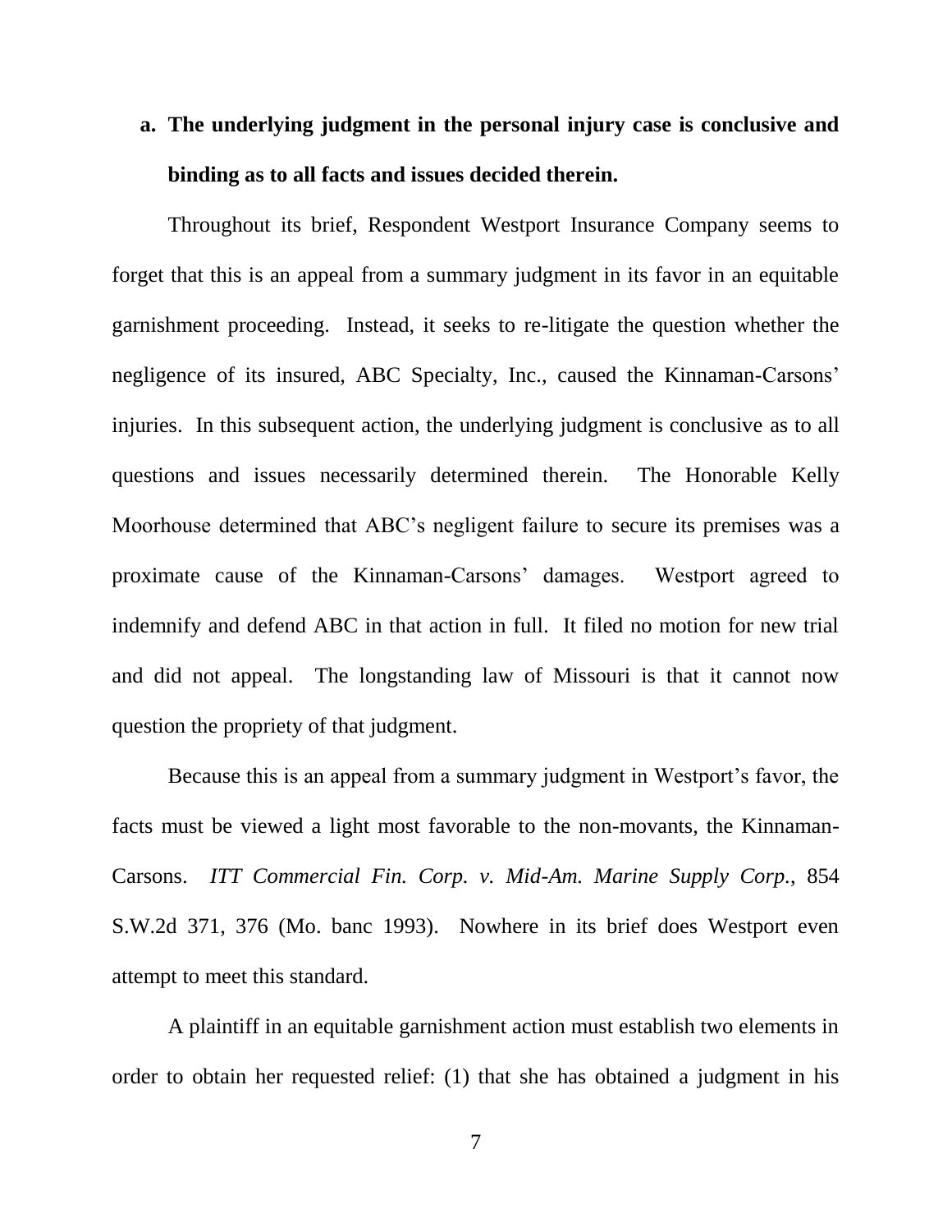**a. The underlying judgment in the personal injury case is conclusive and binding as to all facts and issues decided therein.**

Throughout its brief, Respondent Westport Insurance Company seems to forget that this is an appeal from a summary judgment in its favor in an equitable garnishment proceeding. Instead, it seeks to re-litigate the question whether the negligence of its insured, ABC Specialty, Inc., caused the Kinnaman-Carsons' injuries. In this subsequent action, the underlying judgment is conclusive as to all questions and issues necessarily determined therein. The Honorable Kelly Moorhouse determined that ABC's negligent failure to secure its premises was a proximate cause of the Kinnaman-Carsons' damages. Westport agreed to indemnify and defend ABC in that action in full. It filed no motion for new trial and did not appeal. The longstanding law of Missouri is that it cannot now question the propriety of that judgment.

Because this is an appeal from a summary judgment in Westport's favor, the facts must be viewed a light most favorable to the non-movants, the Kinnaman-Carsons. *ITT Commercial Fin. Corp. v. Mid-Am. Marine Supply Corp.*, 854 S.W.2d 371, 376 (Mo. banc 1993). Nowhere in its brief does Westport even attempt to meet this standard.

A plaintiff in an equitable garnishment action must establish two elements in order to obtain her requested relief: (1) that she has obtained a judgment in his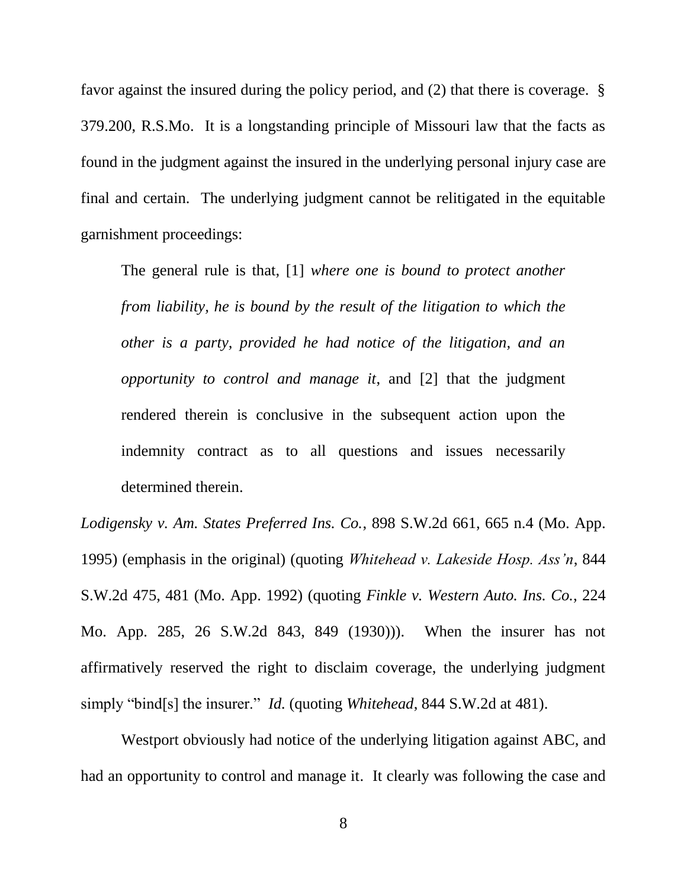favor against the insured during the policy period, and (2) that there is coverage. § 379.200, R.S.Mo. It is a longstanding principle of Missouri law that the facts as found in the judgment against the insured in the underlying personal injury case are final and certain. The underlying judgment cannot be relitigated in the equitable garnishment proceedings:

> The general rule is that, [1] *where one is bound to protect another from liability, he is bound by the result of the litigation to which the other is a party, provided he had notice of the litigation, and an opportunity to control and manage it*, and [2] that the judgment rendered therein is conclusive in the subsequent action upon the indemnity contract as to all questions and issues necessarily determined therein.

*Lodigensky v. Am. States Preferred Ins. Co.*, 898 S.W.2d 661, 665 n.4 (Mo. App. 1995) (emphasis in the original) (quoting *Whitehead v. Lakeside Hosp. Ass'n*, 844 S.W.2d 475, 481 (Mo. App. 1992) (quoting *Finkle v. Western Auto. Ins. Co.*, 224 Mo. App. 285, 26 S.W.2d 843, 849 (1930))). When the insurer has not affirmatively reserved the right to disclaim coverage, the underlying judgment simply "bind[s] the insurer." *Id.* (quoting *Whitehead*, 844 S.W.2d at 481).

Westport obviously had notice of the underlying litigation against ABC, and had an opportunity to control and manage it. It clearly was following the case and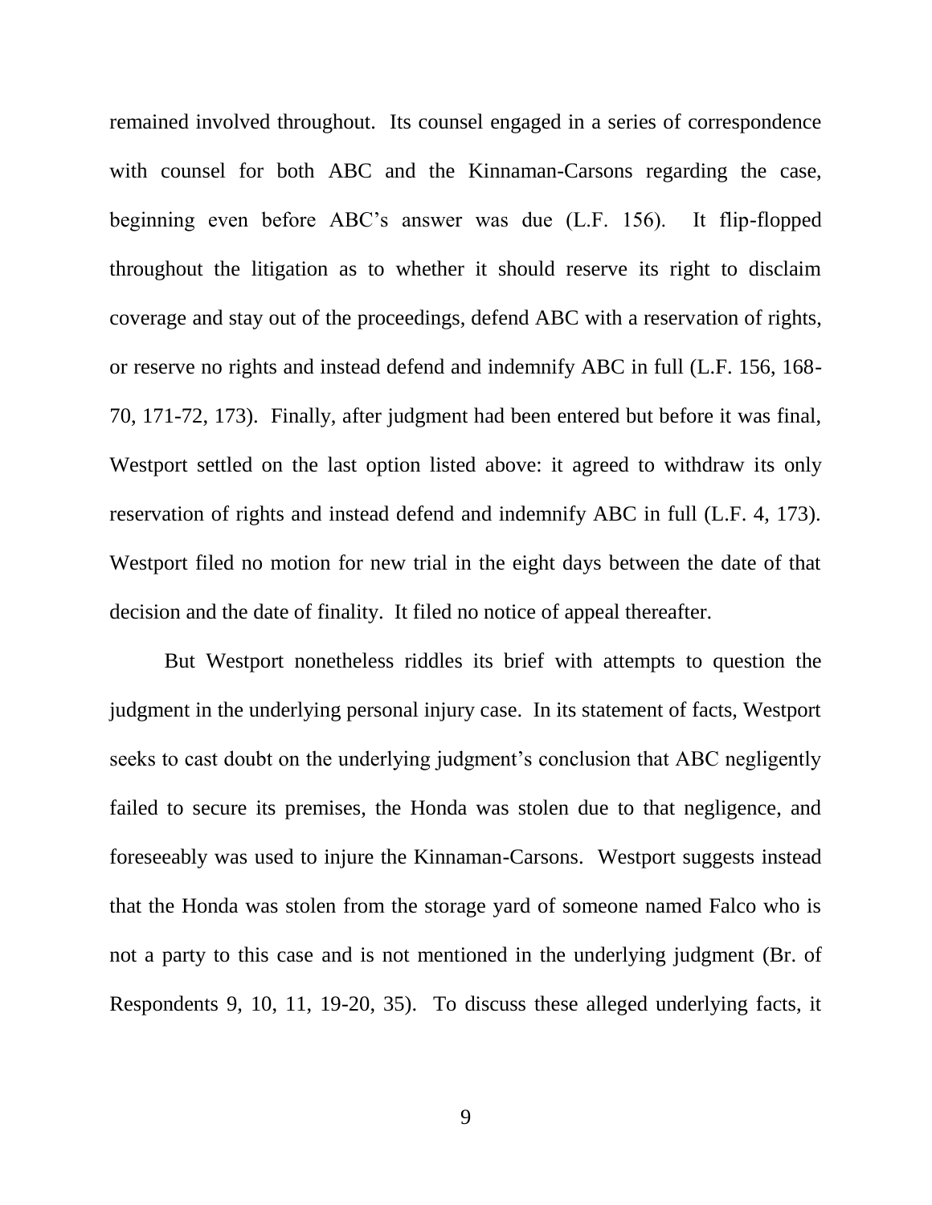remained involved throughout. Its counsel engaged in a series of correspondence with counsel for both ABC and the Kinnaman-Carsons regarding the case, beginning even before ABC's answer was due (L.F. 156). It flip-flopped throughout the litigation as to whether it should reserve its right to disclaim coverage and stay out of the proceedings, defend ABC with a reservation of rights, or reserve no rights and instead defend and indemnify ABC in full (L.F. 156, 168-70, 171-72, 173). Finally, after judgment had been entered but before it was final, Westport settled on the last option listed above: it agreed to withdraw its only reservation of rights and instead defend and indemnify ABC in full (L.F. 4, 173). Westport filed no motion for new trial in the eight days between the date of that decision and the date of finality. It filed no notice of appeal thereafter.

But Westport nonetheless riddles its brief with attempts to question the judgment in the underlying personal injury case. In its statement of facts, Westport seeks to cast doubt on the underlying judgment's conclusion that ABC negligently failed to secure its premises, the Honda was stolen due to that negligence, and foreseeably was used to injure the Kinnaman-Carsons. Westport suggests instead that the Honda was stolen from the storage yard of someone named Falco who is not a party to this case and is not mentioned in the underlying judgment (Br. of Respondents 9, 10, 11, 19-20, 35). To discuss these alleged underlying facts, it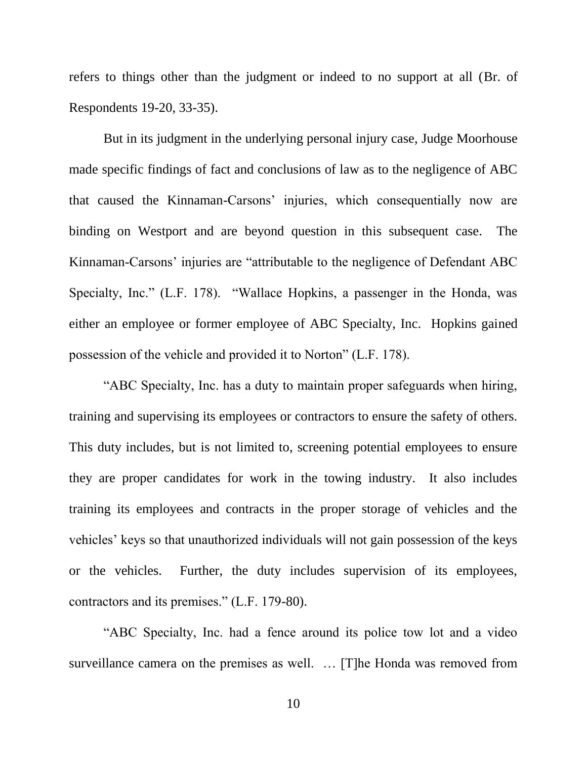refers to things other than the judgment or indeed to no support at all (Br. of Respondents 19-20, 33-35).

But in its judgment in the underlying personal injury case, Judge Moorhouse made specific findings of fact and conclusions of law as to the negligence of ABC that caused the Kinnaman-Carsons' injuries, which consequentially now are binding on Westport and are beyond question in this subsequent case. The Kinnaman-Carsons' injuries are "attributable to the negligence of Defendant ABC Specialty, Inc." (L.F. 178). "Wallace Hopkins, a passenger in the Honda, was either an employee or former employee of ABC Specialty, Inc. Hopkins gained possession of the vehicle and provided it to Norton" (L.F. 178).

"ABC Specialty, Inc. has a duty to maintain proper safeguards when hiring, training and supervising its employees or contractors to ensure the safety of others. This duty includes, but is not limited to, screening potential employees to ensure they are proper candidates for work in the towing industry. It also includes training its employees and contracts in the proper storage of vehicles and the vehicles' keys so that unauthorized individuals will not gain possession of the keys or the vehicles. Further, the duty includes supervision of its employees, contractors and its premises." (L.F. 179-80).

"ABC Specialty, Inc. had a fence around its police tow lot and a video surveillance camera on the premises as well. … [T]he Honda was removed from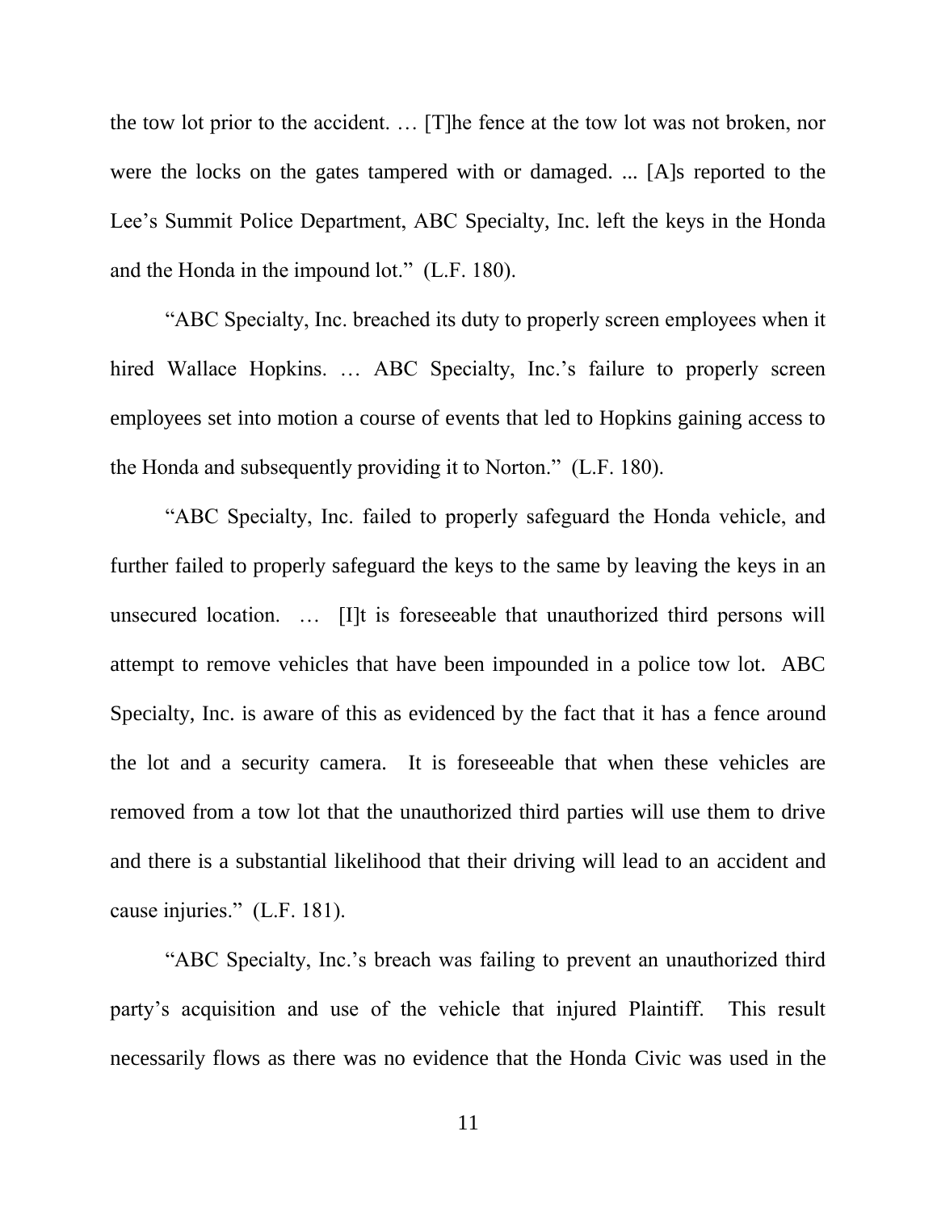the tow lot prior to the accident. … [T]he fence at the tow lot was not broken, nor were the locks on the gates tampered with or damaged. ... [A]s reported to the Lee's Summit Police Department, ABC Specialty, Inc. left the keys in the Honda and the Honda in the impound lot." (L.F. 180).

"ABC Specialty, Inc. breached its duty to properly screen employees when it hired Wallace Hopkins. … ABC Specialty, Inc.'s failure to properly screen employees set into motion a course of events that led to Hopkins gaining access to the Honda and subsequently providing it to Norton." (L.F. 180).

"ABC Specialty, Inc. failed to properly safeguard the Honda vehicle, and further failed to properly safeguard the keys to the same by leaving the keys in an unsecured location. … [I]t is foreseeable that unauthorized third persons will attempt to remove vehicles that have been impounded in a police tow lot. ABC Specialty, Inc. is aware of this as evidenced by the fact that it has a fence around the lot and a security camera. It is foreseeable that when these vehicles are removed from a tow lot that the unauthorized third parties will use them to drive and there is a substantial likelihood that their driving will lead to an accident and cause injuries." (L.F. 181).

"ABC Specialty, Inc.'s breach was failing to prevent an unauthorized third party's acquisition and use of the vehicle that injured Plaintiff. This result necessarily flows as there was no evidence that the Honda Civic was used in the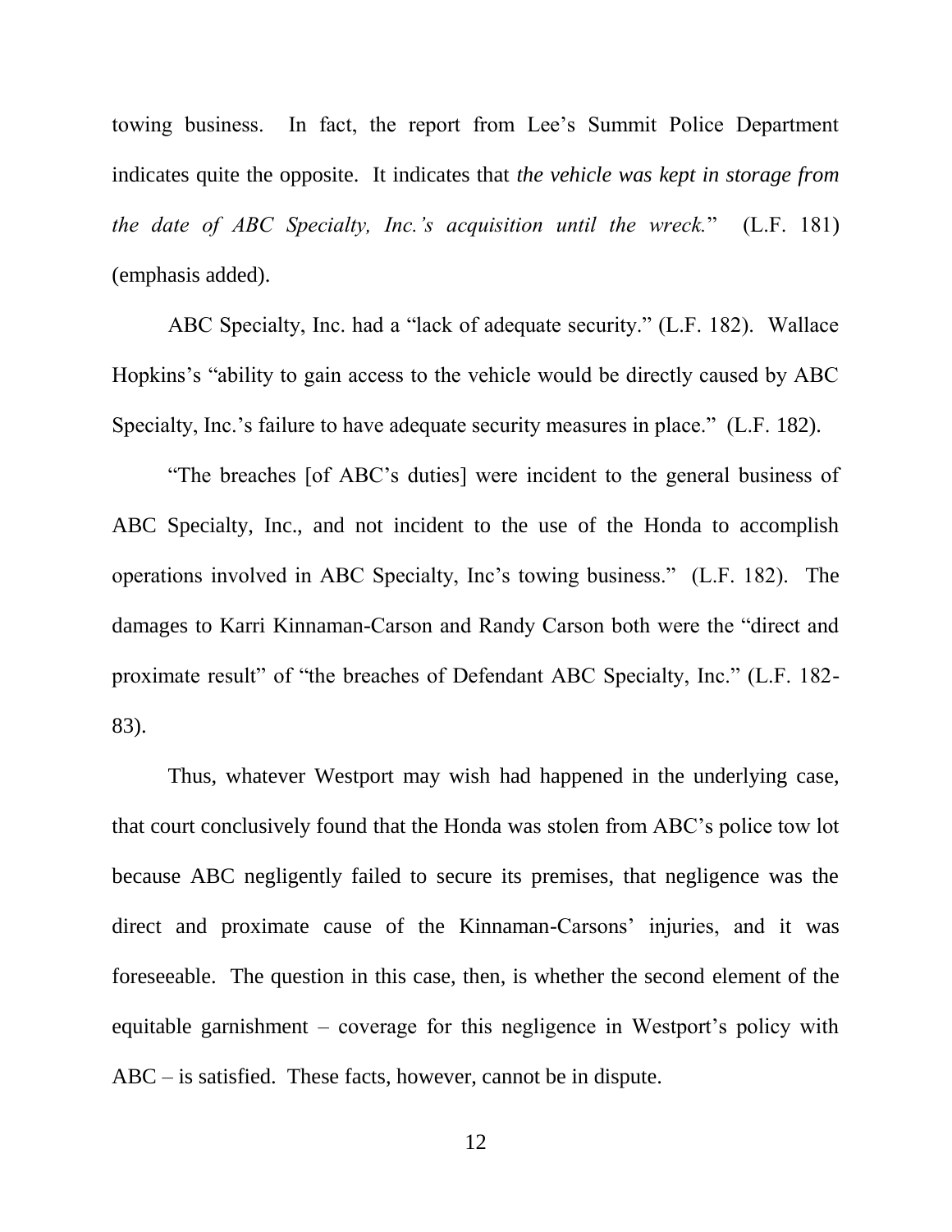towing business. In fact, the report from Lee's Summit Police Department indicates quite the opposite. It indicates that *the vehicle was kept in storage from the date of ABC Specialty, Inc.'s acquisition until the wreck.*" (L.F. 181) (emphasis added).

ABC Specialty, Inc. had a "lack of adequate security." (L.F. 182). Wallace Hopkins's "ability to gain access to the vehicle would be directly caused by ABC Specialty, Inc.'s failure to have adequate security measures in place." (L.F. 182).

"The breaches [of ABC's duties] were incident to the general business of ABC Specialty, Inc., and not incident to the use of the Honda to accomplish operations involved in ABC Specialty, Inc's towing business." (L.F. 182). The damages to Karri Kinnaman-Carson and Randy Carson both were the "direct and proximate result" of "the breaches of Defendant ABC Specialty, Inc." (L.F. 182-83).

Thus, whatever Westport may wish had happened in the underlying case, that court conclusively found that the Honda was stolen from ABC's police tow lot because ABC negligently failed to secure its premises, that negligence was the direct and proximate cause of the Kinnaman-Carsons' injuries, and it was foreseeable. The question in this case, then, is whether the second element of the equitable garnishment – coverage for this negligence in Westport's policy with ABC – is satisfied. These facts, however, cannot be in dispute.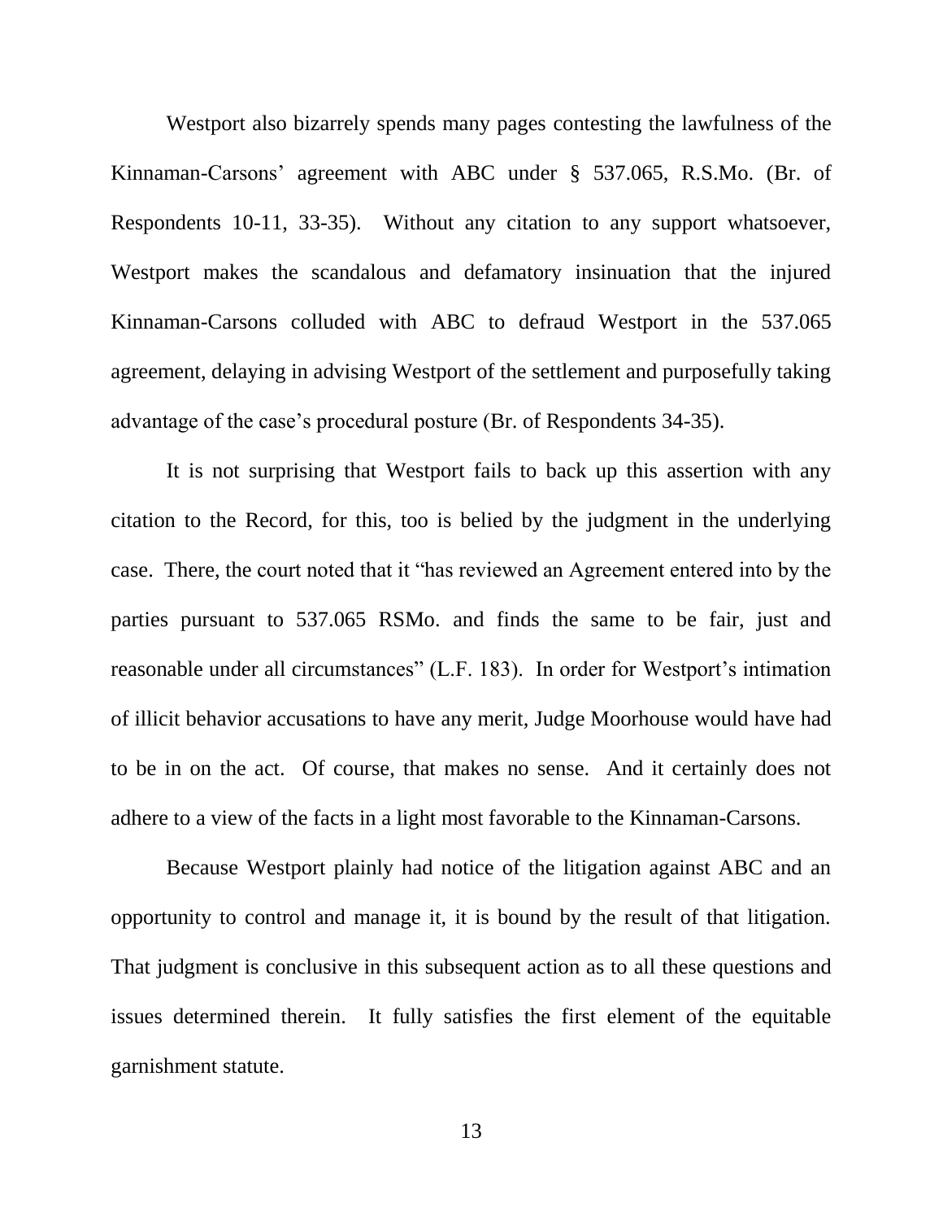Westport also bizarrely spends many pages contesting the lawfulness of the Kinnaman-Carsons' agreement with ABC under § 537.065, R.S.Mo. (Br. of Respondents 10-11, 33-35). Without any citation to any support whatsoever, Westport makes the scandalous and defamatory insinuation that the injured Kinnaman-Carsons colluded with ABC to defraud Westport in the 537.065 agreement, delaying in advising Westport of the settlement and purposefully taking advantage of the case's procedural posture (Br. of Respondents 34-35).

It is not surprising that Westport fails to back up this assertion with any citation to the Record, for this, too is belied by the judgment in the underlying case. There, the court noted that it "has reviewed an Agreement entered into by the parties pursuant to 537.065 RSMo. and finds the same to be fair, just and reasonable under all circumstances" (L.F. 183). In order for Westport's intimation of illicit behavior accusations to have any merit, Judge Moorhouse would have had to be in on the act. Of course, that makes no sense. And it certainly does not adhere to a view of the facts in a light most favorable to the Kinnaman-Carsons.

Because Westport plainly had notice of the litigation against ABC and an opportunity to control and manage it, it is bound by the result of that litigation. That judgment is conclusive in this subsequent action as to all these questions and issues determined therein. It fully satisfies the first element of the equitable garnishment statute.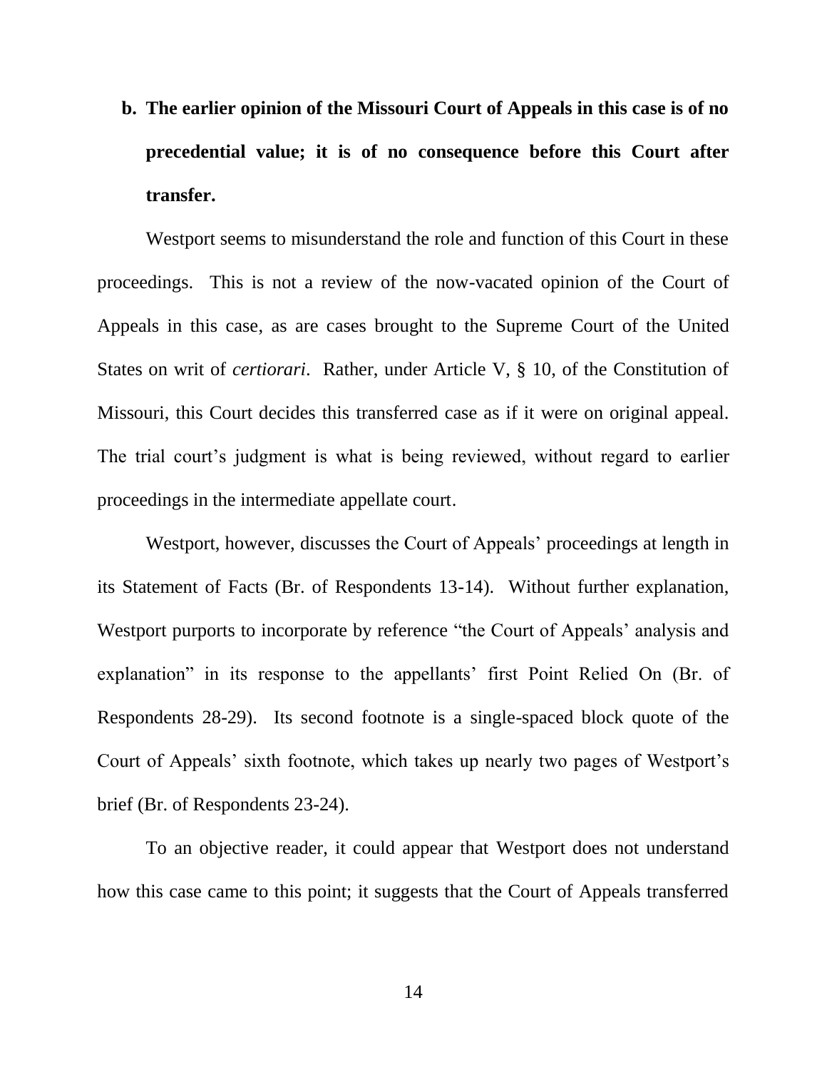**b. The earlier opinion of the Missouri Court of Appeals in this case is of no precedential value; it is of no consequence before this Court after transfer.**

Westport seems to misunderstand the role and function of this Court in these proceedings. This is not a review of the now-vacated opinion of the Court of Appeals in this case, as are cases brought to the Supreme Court of the United States on writ of *certiorari*. Rather, under Article V, § 10, of the Constitution of Missouri, this Court decides this transferred case as if it were on original appeal. The trial court's judgment is what is being reviewed, without regard to earlier proceedings in the intermediate appellate court.

Westport, however, discusses the Court of Appeals' proceedings at length in its Statement of Facts (Br. of Respondents 13-14). Without further explanation, Westport purports to incorporate by reference "the Court of Appeals' analysis and explanation" in its response to the appellants' first Point Relied On (Br. of Respondents 28-29). Its second footnote is a single-spaced block quote of the Court of Appeals' sixth footnote, which takes up nearly two pages of Westport's brief (Br. of Respondents 23-24).

To an objective reader, it could appear that Westport does not understand how this case came to this point; it suggests that the Court of Appeals transferred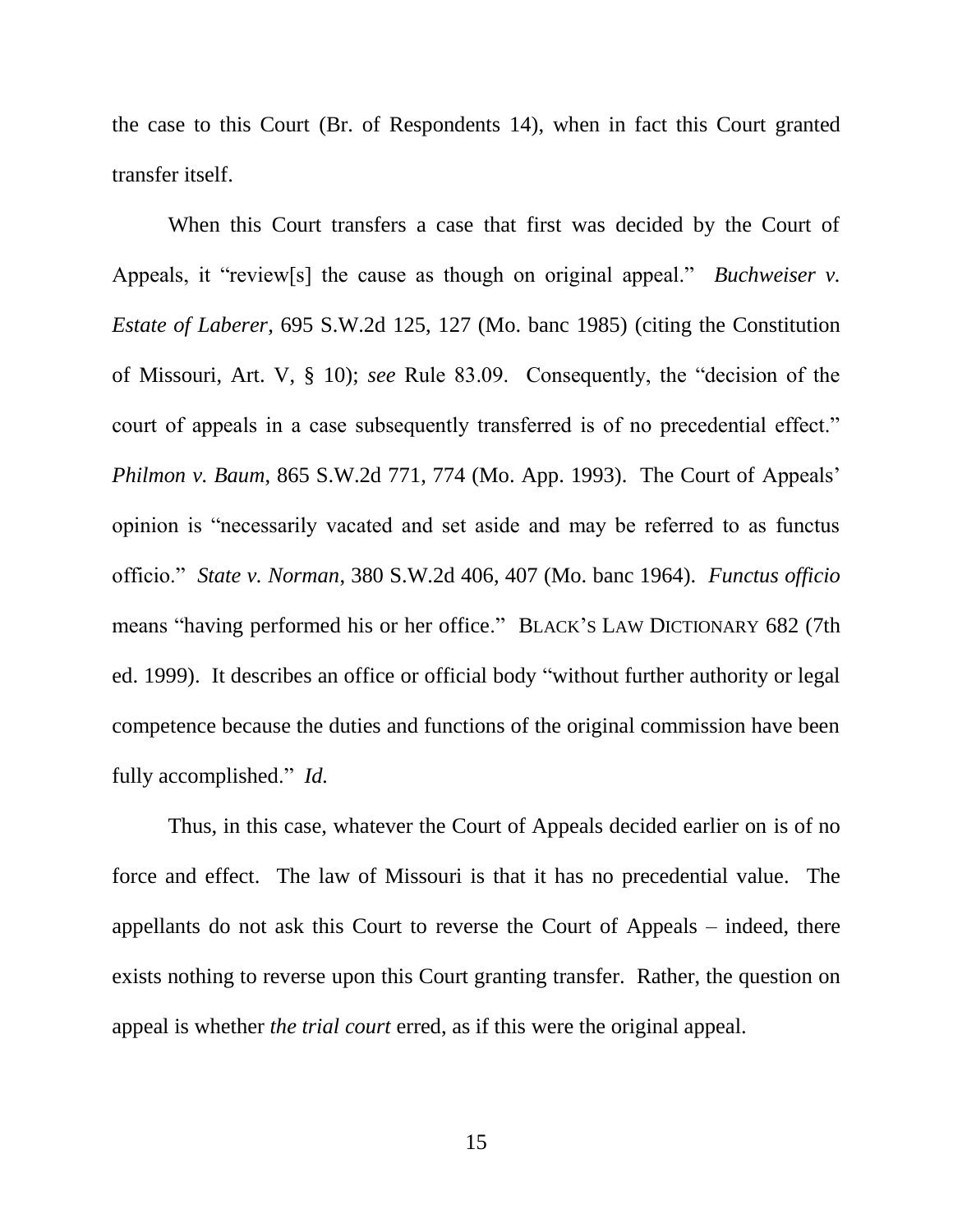the case to this Court (Br. of Respondents 14), when in fact this Court granted transfer itself.

When this Court transfers a case that first was decided by the Court of Appeals, it "review[s] the cause as though on original appeal." *Buchweiser v. Estate of Laberer*, 695 S.W.2d 125, 127 (Mo. banc 1985) (citing the Constitution of Missouri, Art. V, § 10); *see* Rule 83.09. Consequently, the "decision of the court of appeals in a case subsequently transferred is of no precedential effect." *Philmon v. Baum*, 865 S.W.2d 771, 774 (Mo. App. 1993). The Court of Appeals' opinion is "necessarily vacated and set aside and may be referred to as functus officio." *State v. Norman*, 380 S.W.2d 406, 407 (Mo. banc 1964). *Functus officio* means "having performed his or her office." BLACK'S LAW DICTIONARY 682 (7th ed. 1999). It describes an office or official body "without further authority or legal competence because the duties and functions of the original commission have been fully accomplished." *Id.*

Thus, in this case, whatever the Court of Appeals decided earlier on is of no force and effect. The law of Missouri is that it has no precedential value. The appellants do not ask this Court to reverse the Court of Appeals – indeed, there exists nothing to reverse upon this Court granting transfer. Rather, the question on appeal is whether *the trial court* erred, as if this were the original appeal.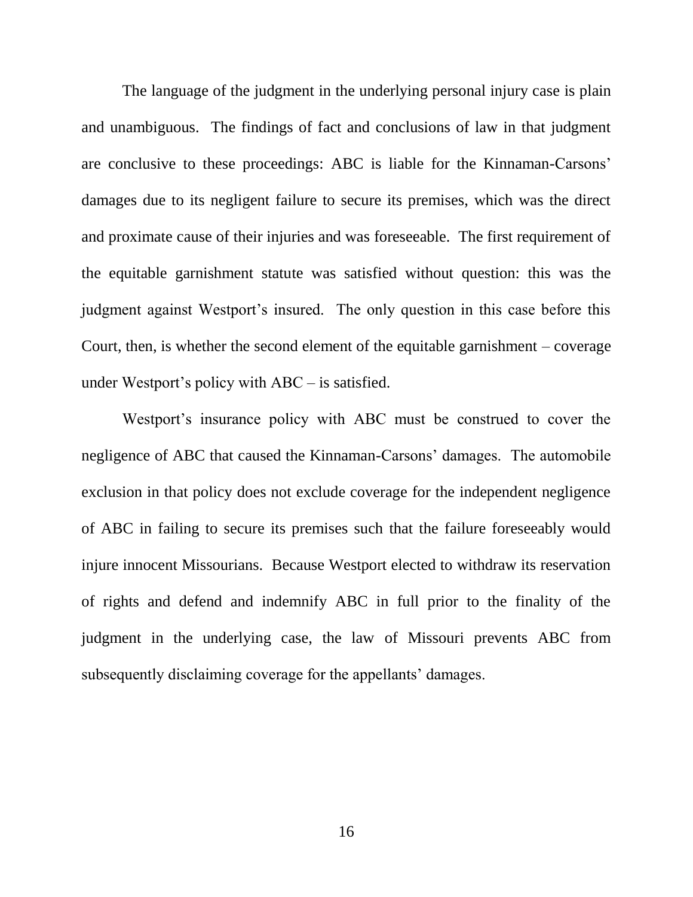The language of the judgment in the underlying personal injury case is plain and unambiguous. The findings of fact and conclusions of law in that judgment are conclusive to these proceedings: ABC is liable for the Kinnaman-Carsons' damages due to its negligent failure to secure its premises, which was the direct and proximate cause of their injuries and was foreseeable. The first requirement of the equitable garnishment statute was satisfied without question: this was the judgment against Westport's insured. The only question in this case before this Court, then, is whether the second element of the equitable garnishment – coverage under Westport's policy with ABC – is satisfied.

Westport's insurance policy with ABC must be construed to cover the negligence of ABC that caused the Kinnaman-Carsons' damages. The automobile exclusion in that policy does not exclude coverage for the independent negligence of ABC in failing to secure its premises such that the failure foreseeably would injure innocent Missourians. Because Westport elected to withdraw its reservation of rights and defend and indemnify ABC in full prior to the finality of the judgment in the underlying case, the law of Missouri prevents ABC from subsequently disclaiming coverage for the appellants' damages.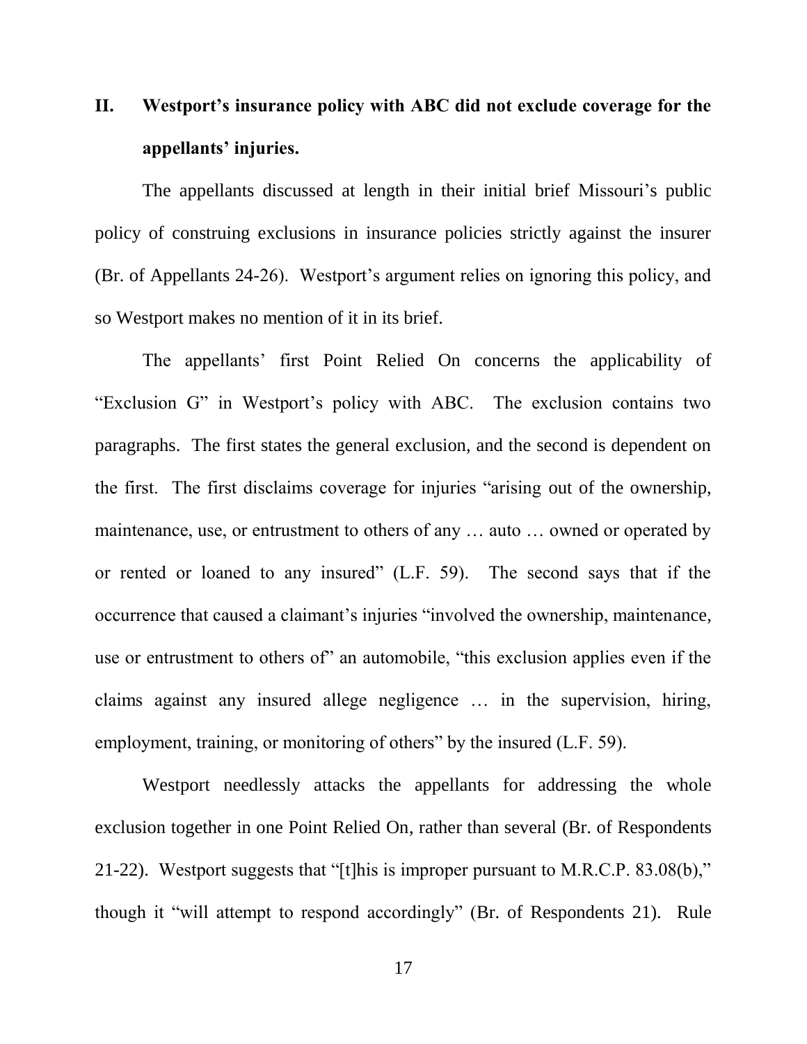## II. Westport's insurance policy with ABC did not exclude coverage for the appellants' injuries.

The appellants discussed at length in their initial brief Missouri's public policy of construing exclusions in insurance policies strictly against the insurer (Br. of Appellants 24-26). Westport's argument relies on ignoring this policy, and so Westport makes no mention of it in its brief.

The appellants' first Point Relied On concerns the applicability of "Exclusion G" in Westport's policy with ABC. The exclusion contains two paragraphs. The first states the general exclusion, and the second is dependent on the first. The first disclaims coverage for injuries "arising out of the ownership, maintenance, use, or entrustment to others of any … auto … owned or operated by or rented or loaned to any insured" (L.F. 59). The second says that if the occurrence that caused a claimant's injuries "involved the ownership, maintenance, use or entrustment to others of" an automobile, "this exclusion applies even if the claims against any insured allege negligence … in the supervision, hiring, employment, training, or monitoring of others" by the insured (L.F. 59).

Westport needlessly attacks the appellants for addressing the whole exclusion together in one Point Relied On, rather than several (Br. of Respondents 21-22). Westport suggests that "[t]his is improper pursuant to M.R.C.P. 83.08(b)," though it "will attempt to respond accordingly" (Br. of Respondents 21). Rule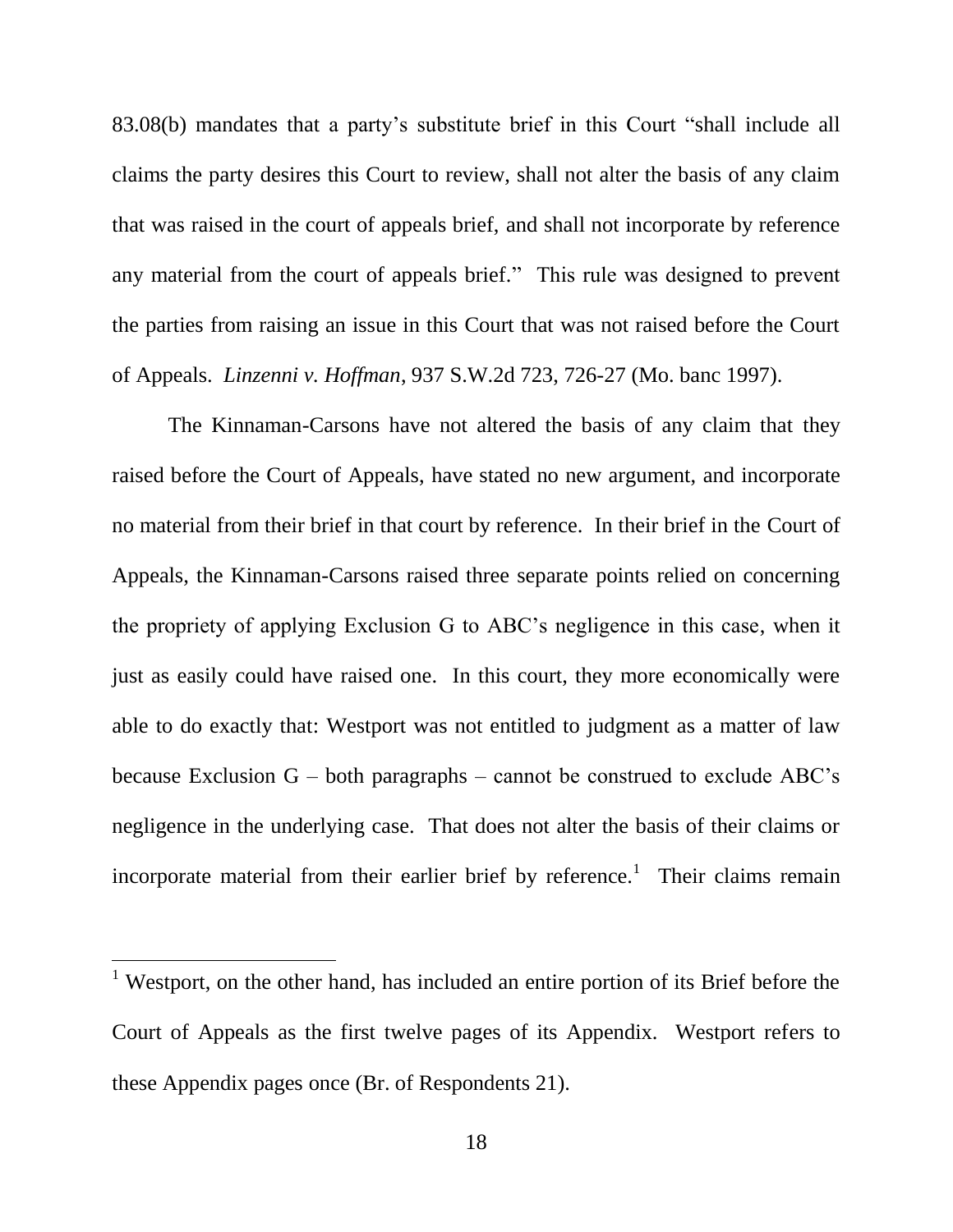83.08(b) mandates that a party's substitute brief in this Court "shall include all claims the party desires this Court to review, shall not alter the basis of any claim that was raised in the court of appeals brief, and shall not incorporate by reference any material from the court of appeals brief." This rule was designed to prevent the parties from raising an issue in this Court that was not raised before the Court of Appeals. *Linzenni v. Hoffman*, 937 S.W.2d 723, 726-27 (Mo. banc 1997).

The Kinnaman-Carsons have not altered the basis of any claim that they raised before the Court of Appeals, have stated no new argument, and incorporate no material from their brief in that court by reference. In their brief in the Court of Appeals, the Kinnaman-Carsons raised three separate points relied on concerning the propriety of applying Exclusion G to ABC's negligence in this case, when it just as easily could have raised one. In this court, they more economically were able to do exactly that: Westport was not entitled to judgment as a matter of law because Exclusion G – both paragraphs – cannot be construed to exclude ABC's negligence in the underlying case. That does not alter the basis of their claims or incorporate material from their earlier brief by reference.[1] Their claims remain

---

[1] Westport, on the other hand, has included an entire portion of its Brief before the Court of Appeals as the first twelve pages of its Appendix. Westport refers to these Appendix pages once (Br. of Respondents 21).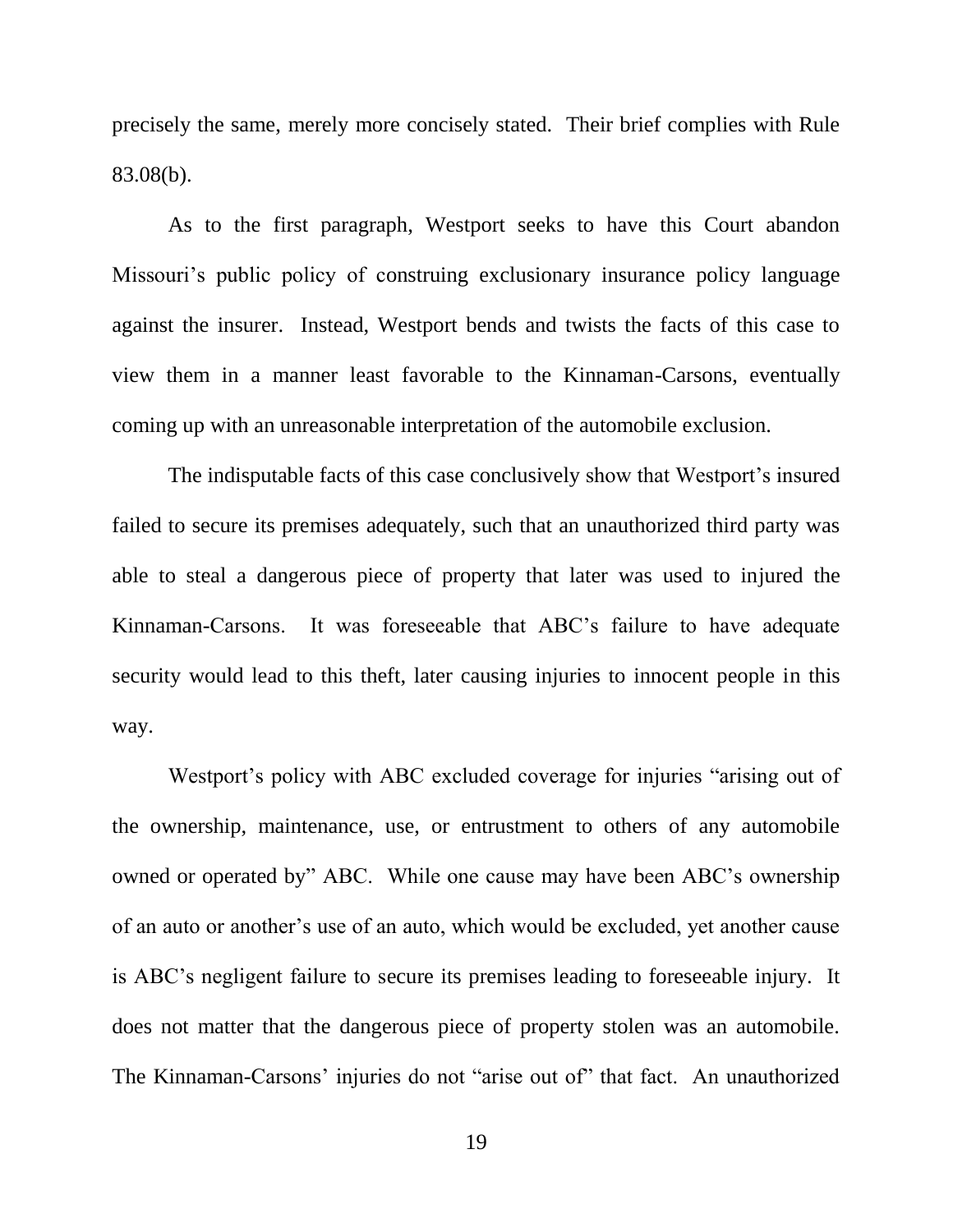precisely the same, merely more concisely stated. Their brief complies with Rule 83.08(b).

As to the first paragraph, Westport seeks to have this Court abandon Missouri's public policy of construing exclusionary insurance policy language against the insurer. Instead, Westport bends and twists the facts of this case to view them in a manner least favorable to the Kinnaman-Carsons, eventually coming up with an unreasonable interpretation of the automobile exclusion.

The indisputable facts of this case conclusively show that Westport's insured failed to secure its premises adequately, such that an unauthorized third party was able to steal a dangerous piece of property that later was used to injured the Kinnaman-Carsons. It was foreseeable that ABC's failure to have adequate security would lead to this theft, later causing injuries to innocent people in this way.

Westport's policy with ABC excluded coverage for injuries "arising out of the ownership, maintenance, use, or entrustment to others of any automobile owned or operated by" ABC. While one cause may have been ABC's ownership of an auto or another's use of an auto, which would be excluded, yet another cause is ABC's negligent failure to secure its premises leading to foreseeable injury. It does not matter that the dangerous piece of property stolen was an automobile. The Kinnaman-Carsons' injuries do not "arise out of" that fact. An unauthorized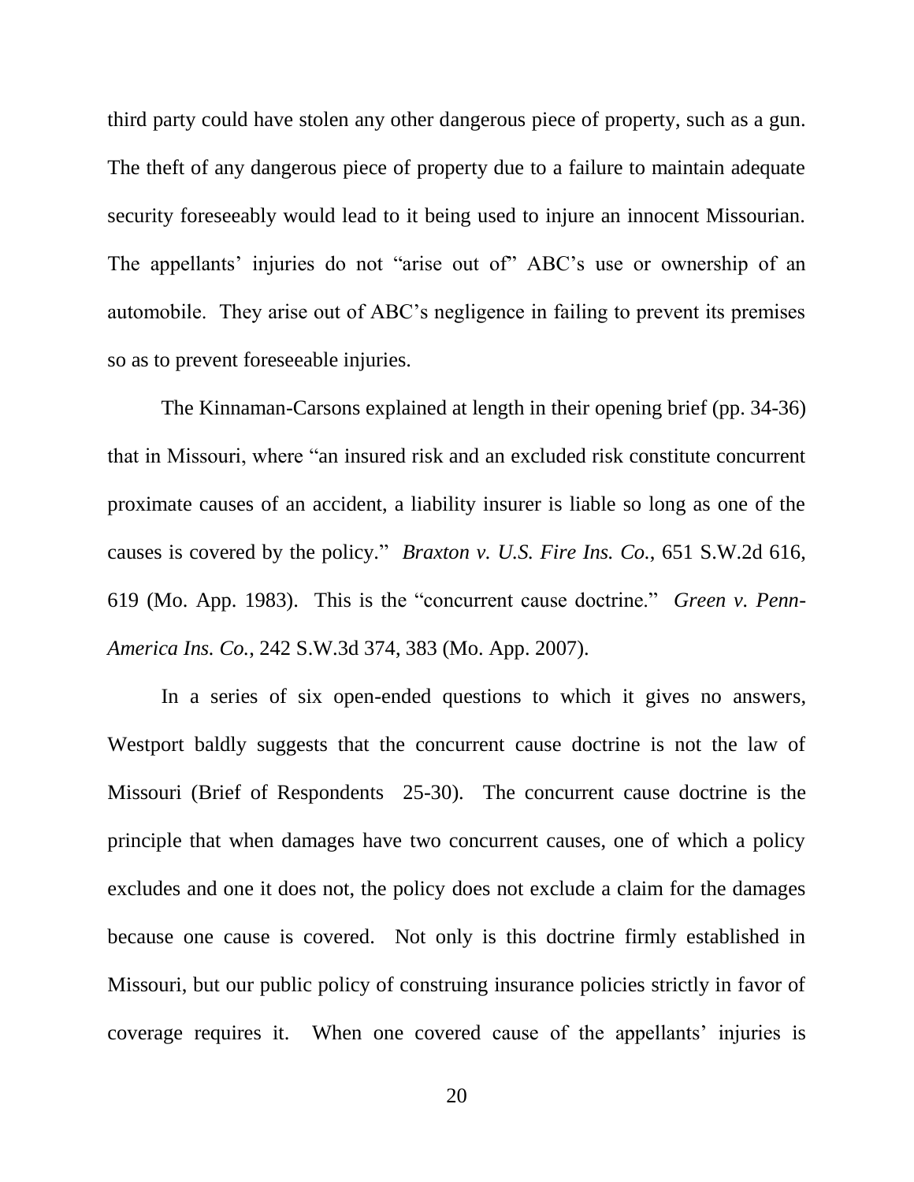third party could have stolen any other dangerous piece of property, such as a gun. The theft of any dangerous piece of property due to a failure to maintain adequate security foreseeably would lead to it being used to injure an innocent Missourian. The appellants' injuries do not "arise out of" ABC's use or ownership of an automobile. They arise out of ABC's negligence in failing to prevent its premises so as to prevent foreseeable injuries.

The Kinnaman-Carsons explained at length in their opening brief (pp. 34-36) that in Missouri, where "an insured risk and an excluded risk constitute concurrent proximate causes of an accident, a liability insurer is liable so long as one of the causes is covered by the policy." *Braxton v. U.S. Fire Ins. Co.*, 651 S.W.2d 616, 619 (Mo. App. 1983). This is the "concurrent cause doctrine." *Green v. Penn-America Ins. Co.*, 242 S.W.3d 374, 383 (Mo. App. 2007).

In a series of six open-ended questions to which it gives no answers, Westport baldly suggests that the concurrent cause doctrine is not the law of Missouri (Brief of Respondents 25-30). The concurrent cause doctrine is the principle that when damages have two concurrent causes, one of which a policy excludes and one it does not, the policy does not exclude a claim for the damages because one cause is covered. Not only is this doctrine firmly established in Missouri, but our public policy of construing insurance policies strictly in favor of coverage requires it. When one covered cause of the appellants' injuries is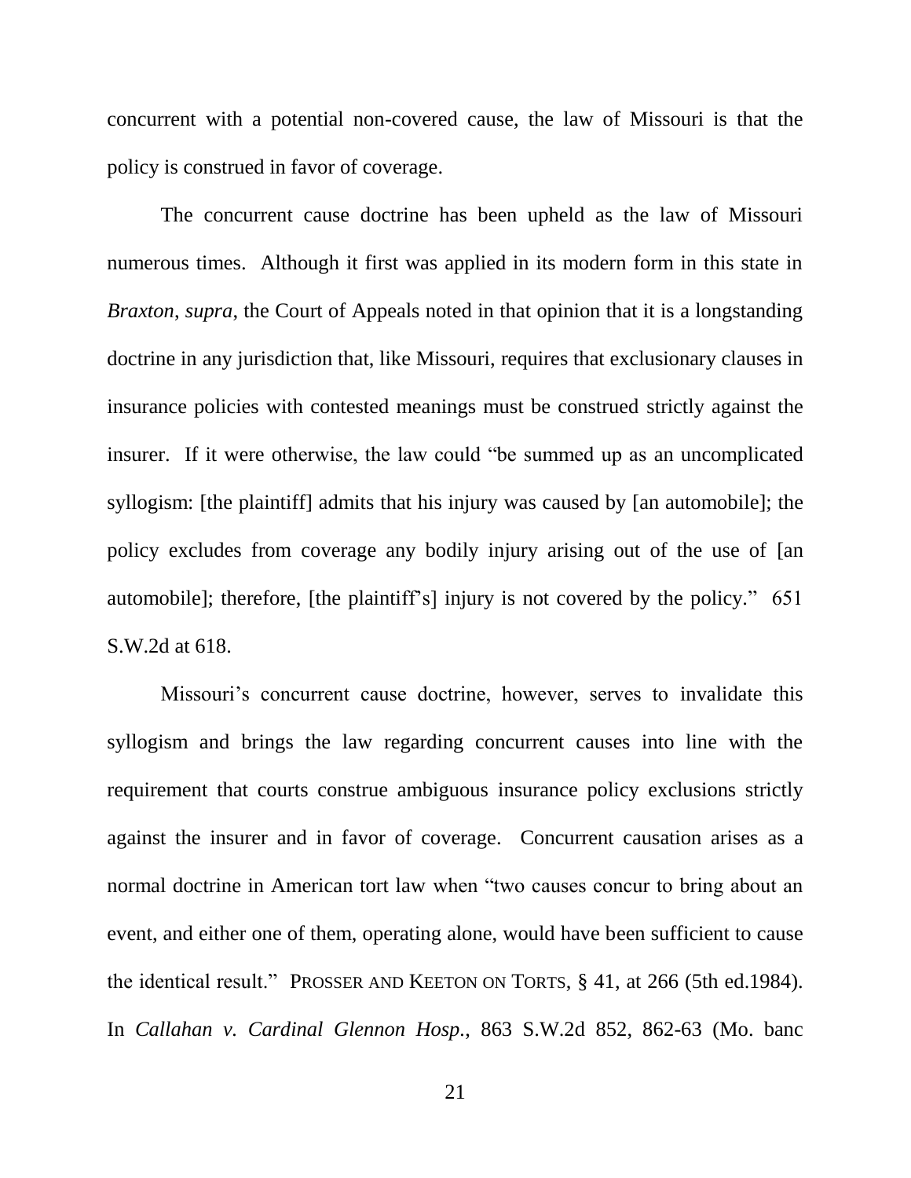concurrent with a potential non-covered cause, the law of Missouri is that the policy is construed in favor of coverage.

The concurrent cause doctrine has been upheld as the law of Missouri numerous times. Although it first was applied in its modern form in this state in *Braxton*, *supra*, the Court of Appeals noted in that opinion that it is a longstanding doctrine in any jurisdiction that, like Missouri, requires that exclusionary clauses in insurance policies with contested meanings must be construed strictly against the insurer. If it were otherwise, the law could "be summed up as an uncomplicated syllogism: [the plaintiff] admits that his injury was caused by [an automobile]; the policy excludes from coverage any bodily injury arising out of the use of [an automobile]; therefore, [the plaintiff's] injury is not covered by the policy." 651 S.W.2d at 618.

Missouri's concurrent cause doctrine, however, serves to invalidate this syllogism and brings the law regarding concurrent causes into line with the requirement that courts construe ambiguous insurance policy exclusions strictly against the insurer and in favor of coverage. Concurrent causation arises as a normal doctrine in American tort law when "two causes concur to bring about an event, and either one of them, operating alone, would have been sufficient to cause the identical result." PROSSER AND KEETON ON TORTS, § 41, at 266 (5th ed.1984). In *Callahan v. Cardinal Glennon Hosp.*, 863 S.W.2d 852, 862-63 (Mo. banc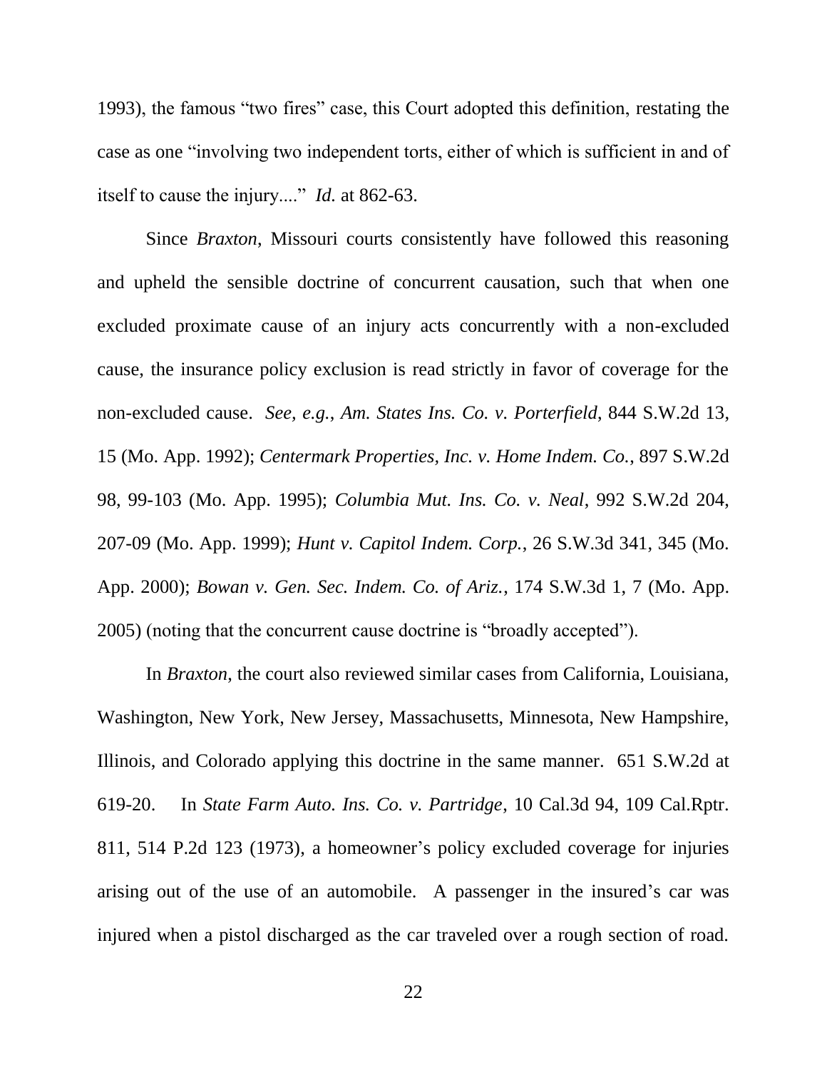1993), the famous "two fires" case, this Court adopted this definition, restating the case as one "involving two independent torts, either of which is sufficient in and of itself to cause the injury...." *Id.* at 862-63.

Since *Braxton*, Missouri courts consistently have followed this reasoning and upheld the sensible doctrine of concurrent causation, such that when one excluded proximate cause of an injury acts concurrently with a non-excluded cause, the insurance policy exclusion is read strictly in favor of coverage for the non-excluded cause. *See, e.g.*, *Am. States Ins. Co. v. Porterfield*, 844 S.W.2d 13, 15 (Mo. App. 1992); *Centermark Properties, Inc. v. Home Indem. Co.*, 897 S.W.2d 98, 99-103 (Mo. App. 1995); *Columbia Mut. Ins. Co. v. Neal*, 992 S.W.2d 204, 207-09 (Mo. App. 1999); *Hunt v. Capitol Indem. Corp.*, 26 S.W.3d 341, 345 (Mo. App. 2000); *Bowan v. Gen. Sec. Indem. Co. of Ariz.*, 174 S.W.3d 1, 7 (Mo. App. 2005) (noting that the concurrent cause doctrine is "broadly accepted").

In *Braxton*, the court also reviewed similar cases from California, Louisiana, Washington, New York, New Jersey, Massachusetts, Minnesota, New Hampshire, Illinois, and Colorado applying this doctrine in the same manner. 651 S.W.2d at 619-20. In *State Farm Auto. Ins. Co. v. Partridge*, 10 Cal.3d 94, 109 Cal.Rptr. 811, 514 P.2d 123 (1973), a homeowner's policy excluded coverage for injuries arising out of the use of an automobile. A passenger in the insured's car was injured when a pistol discharged as the car traveled over a rough section of road.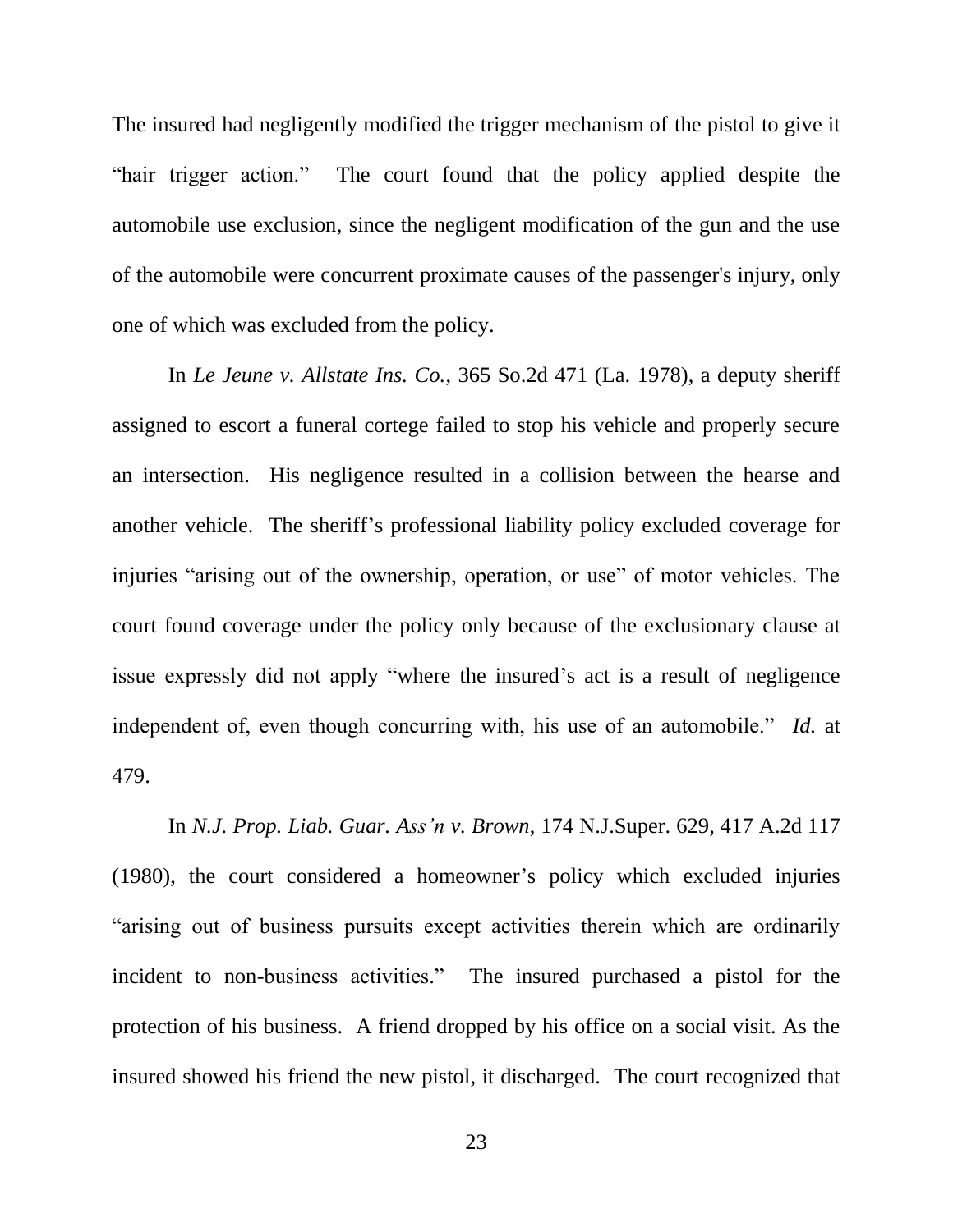The insured had negligently modified the trigger mechanism of the pistol to give it "hair trigger action." The court found that the policy applied despite the automobile use exclusion, since the negligent modification of the gun and the use of the automobile were concurrent proximate causes of the passenger's injury, only one of which was excluded from the policy.

In *Le Jeune v. Allstate Ins. Co.*, 365 So.2d 471 (La. 1978), a deputy sheriff assigned to escort a funeral cortege failed to stop his vehicle and properly secure an intersection. His negligence resulted in a collision between the hearse and another vehicle. The sheriff's professional liability policy excluded coverage for injuries "arising out of the ownership, operation, or use" of motor vehicles. The court found coverage under the policy only because of the exclusionary clause at issue expressly did not apply "where the insured's act is a result of negligence independent of, even though concurring with, his use of an automobile." *Id.* at 479.

In *N.J. Prop. Liab. Guar. Ass'n v. Brown*, 174 N.J.Super. 629, 417 A.2d 117 (1980), the court considered a homeowner's policy which excluded injuries "arising out of business pursuits except activities therein which are ordinarily incident to non-business activities." The insured purchased a pistol for the protection of his business. A friend dropped by his office on a social visit. As the insured showed his friend the new pistol, it discharged. The court recognized that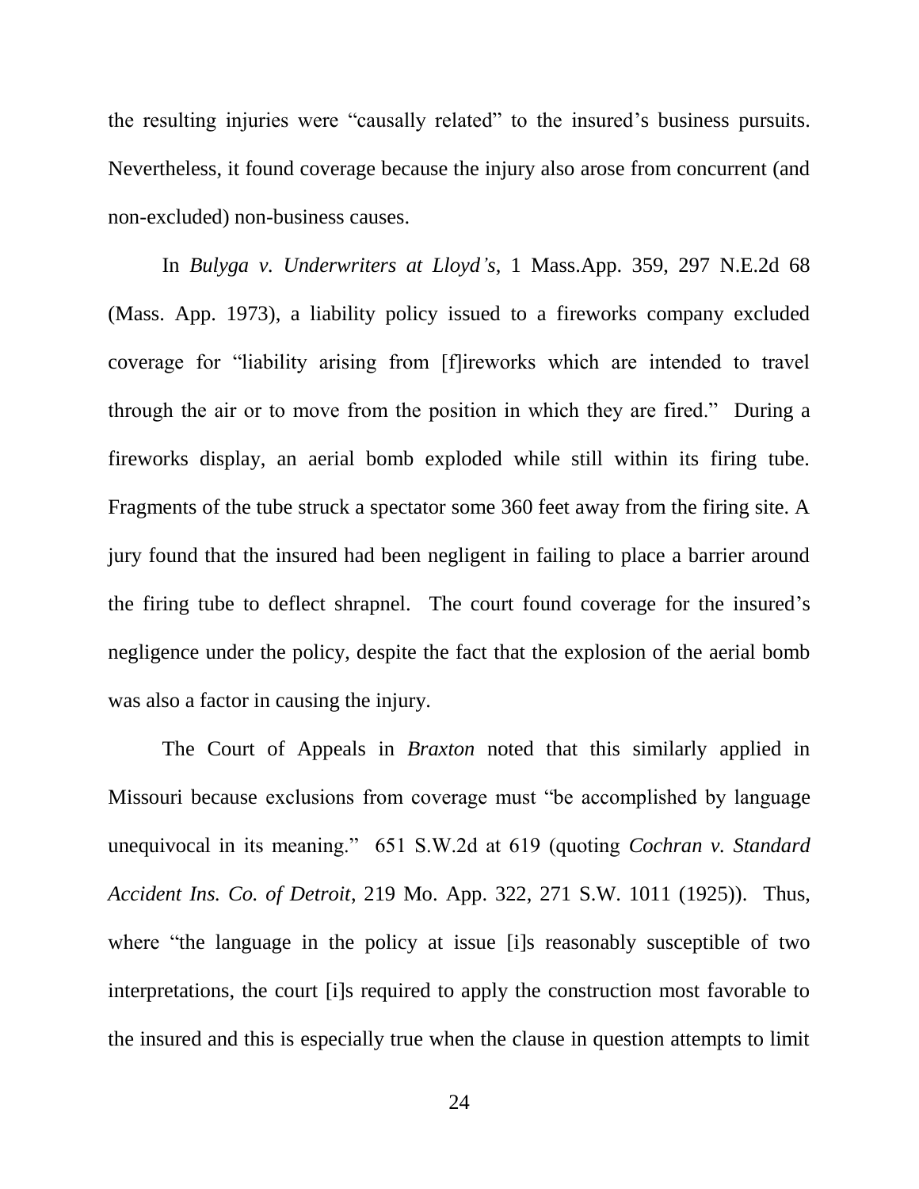the resulting injuries were "causally related" to the insured's business pursuits. Nevertheless, it found coverage because the injury also arose from concurrent (and non-excluded) non-business causes.

In *Bulyga v. Underwriters at Lloyd's*, 1 Mass.App. 359, 297 N.E.2d 68 (Mass. App. 1973), a liability policy issued to a fireworks company excluded coverage for "liability arising from [f]ireworks which are intended to travel through the air or to move from the position in which they are fired." During a fireworks display, an aerial bomb exploded while still within its firing tube. Fragments of the tube struck a spectator some 360 feet away from the firing site. A jury found that the insured had been negligent in failing to place a barrier around the firing tube to deflect shrapnel. The court found coverage for the insured's negligence under the policy, despite the fact that the explosion of the aerial bomb was also a factor in causing the injury.

The Court of Appeals in *Braxton* noted that this similarly applied in Missouri because exclusions from coverage must "be accomplished by language unequivocal in its meaning." 651 S.W.2d at 619 (quoting *Cochran v. Standard Accident Ins. Co. of Detroit*, 219 Mo. App. 322, 271 S.W. 1011 (1925)). Thus, where "the language in the policy at issue [i]s reasonably susceptible of two interpretations, the court [i]s required to apply the construction most favorable to the insured and this is especially true when the clause in question attempts to limit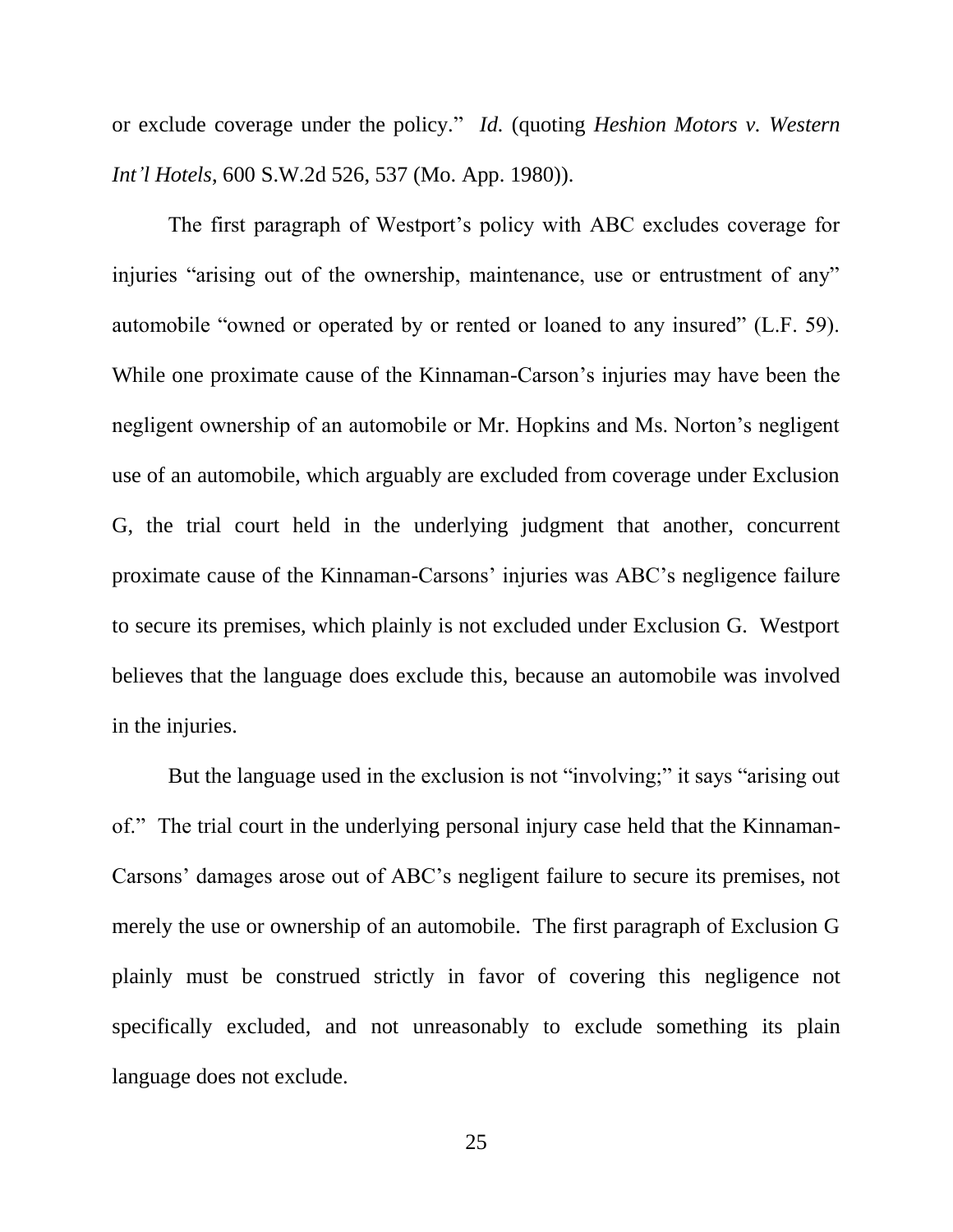or exclude coverage under the policy." *Id.* (quoting *Heshion Motors v. Western Int'l Hotels*, 600 S.W.2d 526, 537 (Mo. App. 1980)).

The first paragraph of Westport's policy with ABC excludes coverage for injuries "arising out of the ownership, maintenance, use or entrustment of any" automobile "owned or operated by or rented or loaned to any insured" (L.F. 59). While one proximate cause of the Kinnaman-Carson's injuries may have been the negligent ownership of an automobile or Mr. Hopkins and Ms. Norton's negligent use of an automobile, which arguably are excluded from coverage under Exclusion G, the trial court held in the underlying judgment that another, concurrent proximate cause of the Kinnaman-Carsons' injuries was ABC's negligence failure to secure its premises, which plainly is not excluded under Exclusion G. Westport believes that the language does exclude this, because an automobile was involved in the injuries.

But the language used in the exclusion is not "involving;" it says "arising out of." The trial court in the underlying personal injury case held that the Kinnaman-Carsons' damages arose out of ABC's negligent failure to secure its premises, not merely the use or ownership of an automobile. The first paragraph of Exclusion G plainly must be construed strictly in favor of covering this negligence not specifically excluded, and not unreasonably to exclude something its plain language does not exclude.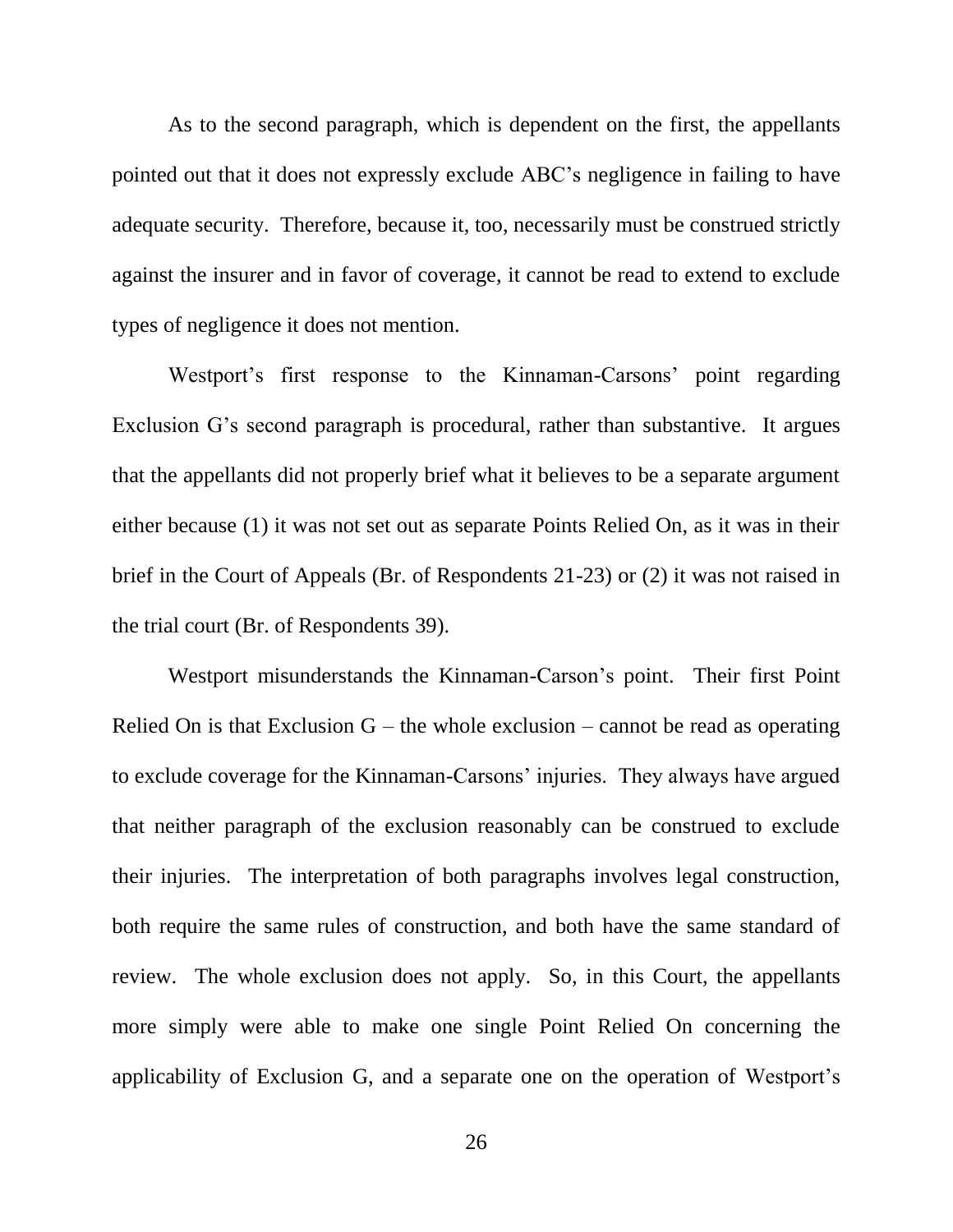As to the second paragraph, which is dependent on the first, the appellants pointed out that it does not expressly exclude ABC's negligence in failing to have adequate security. Therefore, because it, too, necessarily must be construed strictly against the insurer and in favor of coverage, it cannot be read to extend to exclude types of negligence it does not mention.

Westport's first response to the Kinnaman-Carsons' point regarding Exclusion G's second paragraph is procedural, rather than substantive. It argues that the appellants did not properly brief what it believes to be a separate argument either because (1) it was not set out as separate Points Relied On, as it was in their brief in the Court of Appeals (Br. of Respondents 21-23) or (2) it was not raised in the trial court (Br. of Respondents 39).

Westport misunderstands the Kinnaman-Carson's point. Their first Point Relied On is that Exclusion G – the whole exclusion – cannot be read as operating to exclude coverage for the Kinnaman-Carsons' injuries. They always have argued that neither paragraph of the exclusion reasonably can be construed to exclude their injuries. The interpretation of both paragraphs involves legal construction, both require the same rules of construction, and both have the same standard of review. The whole exclusion does not apply. So, in this Court, the appellants more simply were able to make one single Point Relied On concerning the applicability of Exclusion G, and a separate one on the operation of Westport's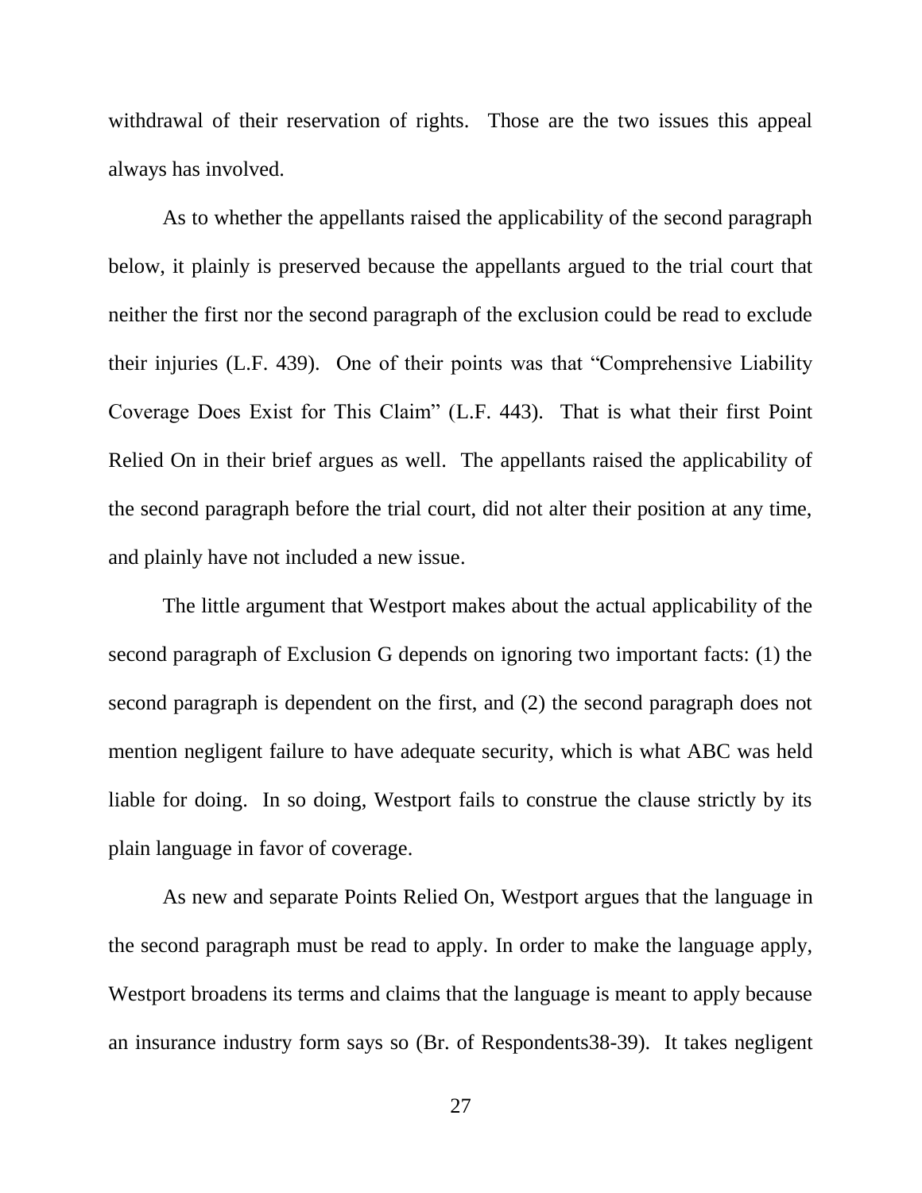withdrawal of their reservation of rights. Those are the two issues this appeal always has involved.

As to whether the appellants raised the applicability of the second paragraph below, it plainly is preserved because the appellants argued to the trial court that neither the first nor the second paragraph of the exclusion could be read to exclude their injuries (L.F. 439). One of their points was that "Comprehensive Liability Coverage Does Exist for This Claim" (L.F. 443). That is what their first Point Relied On in their brief argues as well. The appellants raised the applicability of the second paragraph before the trial court, did not alter their position at any time, and plainly have not included a new issue.

The little argument that Westport makes about the actual applicability of the second paragraph of Exclusion G depends on ignoring two important facts: (1) the second paragraph is dependent on the first, and (2) the second paragraph does not mention negligent failure to have adequate security, which is what ABC was held liable for doing. In so doing, Westport fails to construe the clause strictly by its plain language in favor of coverage.

As new and separate Points Relied On, Westport argues that the language in the second paragraph must be read to apply. In order to make the language apply, Westport broadens its terms and claims that the language is meant to apply because an insurance industry form says so (Br. of Respondents38-39). It takes negligent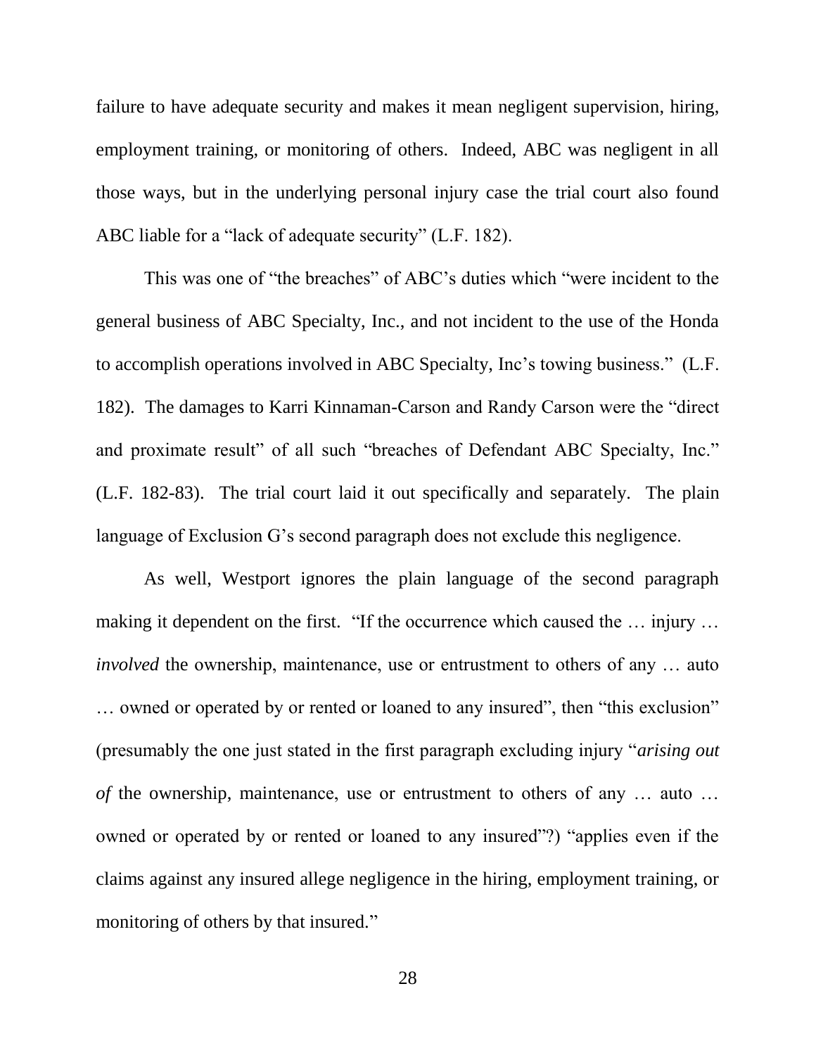failure to have adequate security and makes it mean negligent supervision, hiring, employment training, or monitoring of others. Indeed, ABC was negligent in all those ways, but in the underlying personal injury case the trial court also found ABC liable for a "lack of adequate security" (L.F. 182).

This was one of "the breaches" of ABC's duties which "were incident to the general business of ABC Specialty, Inc., and not incident to the use of the Honda to accomplish operations involved in ABC Specialty, Inc's towing business." (L.F. 182). The damages to Karri Kinnaman-Carson and Randy Carson were the "direct and proximate result" of all such "breaches of Defendant ABC Specialty, Inc." (L.F. 182-83). The trial court laid it out specifically and separately. The plain language of Exclusion G's second paragraph does not exclude this negligence.

As well, Westport ignores the plain language of the second paragraph making it dependent on the first. "If the occurrence which caused the … injury … *involved* the ownership, maintenance, use or entrustment to others of any … auto … owned or operated by or rented or loaned to any insured", then "this exclusion" (presumably the one just stated in the first paragraph excluding injury "*arising out of* the ownership, maintenance, use or entrustment to others of any … auto … owned or operated by or rented or loaned to any insured"?) "applies even if the claims against any insured allege negligence in the hiring, employment training, or monitoring of others by that insured."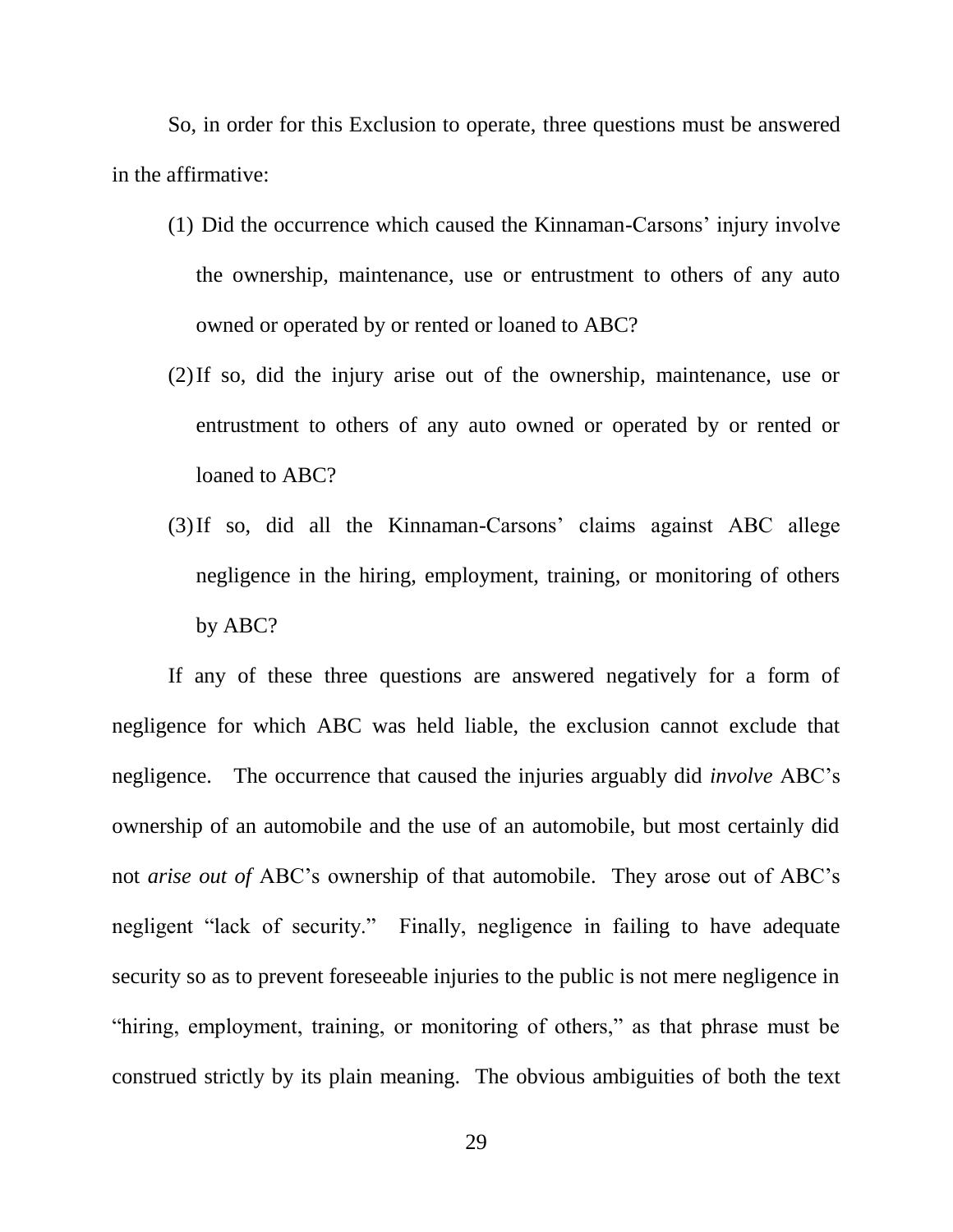So, in order for this Exclusion to operate, three questions must be answered in the affirmative:

(1) Did the occurrence which caused the Kinnaman-Carsons' injury involve the ownership, maintenance, use or entrustment to others of any auto owned or operated by or rented or loaned to ABC?

(2) If so, did the injury arise out of the ownership, maintenance, use or entrustment to others of any auto owned or operated by or rented or loaned to ABC?

(3) If so, did all the Kinnaman-Carsons' claims against ABC allege negligence in the hiring, employment, training, or monitoring of others by ABC?

If any of these three questions are answered negatively for a form of negligence for which ABC was held liable, the exclusion cannot exclude that negligence. The occurrence that caused the injuries arguably did *involve* ABC's ownership of an automobile and the use of an automobile, but most certainly did not *arise out of* ABC's ownership of that automobile. They arose out of ABC's negligent "lack of security." Finally, negligence in failing to have adequate security so as to prevent foreseeable injuries to the public is not mere negligence in "hiring, employment, training, or monitoring of others," as that phrase must be construed strictly by its plain meaning. The obvious ambiguities of both the text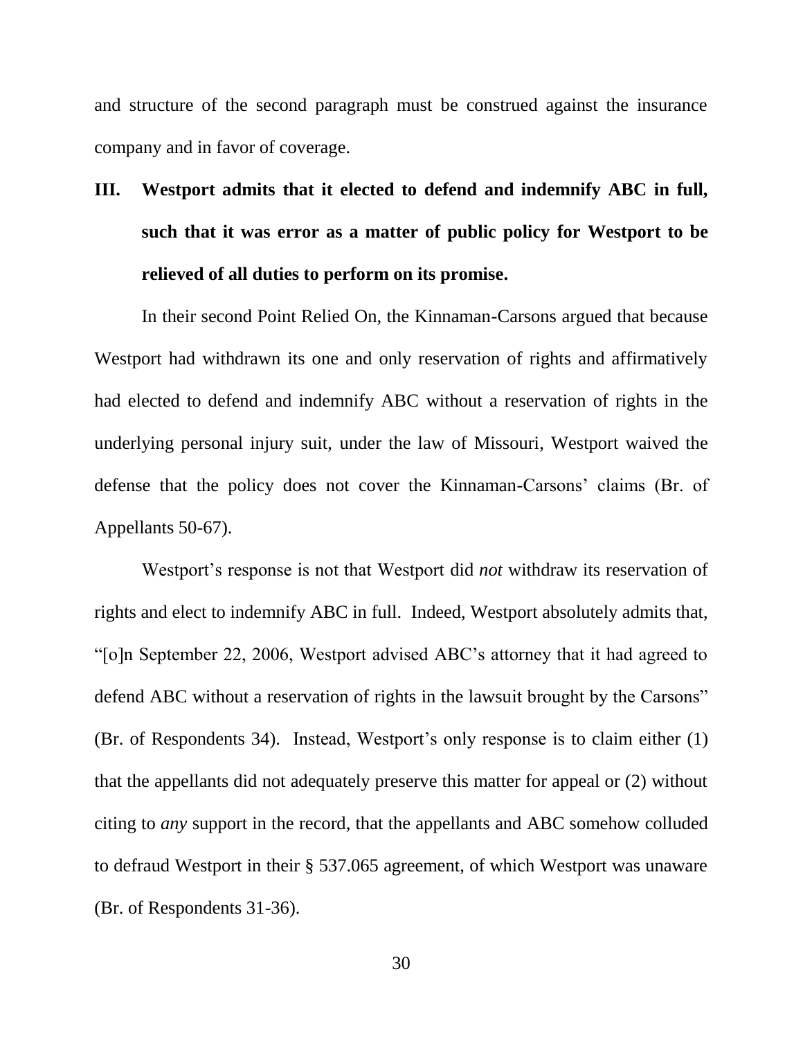and structure of the second paragraph must be construed against the insurance company and in favor of coverage.

## III. Westport admits that it elected to defend and indemnify ABC in full, such that it was error as a matter of public policy for Westport to be relieved of all duties to perform on its promise.

In their second Point Relied On, the Kinnaman-Carsons argued that because Westport had withdrawn its one and only reservation of rights and affirmatively had elected to defend and indemnify ABC without a reservation of rights in the underlying personal injury suit, under the law of Missouri, Westport waived the defense that the policy does not cover the Kinnaman-Carsons' claims (Br. of Appellants 50-67).

Westport's response is not that Westport did *not* withdraw its reservation of rights and elect to indemnify ABC in full. Indeed, Westport absolutely admits that, "[o]n September 22, 2006, Westport advised ABC's attorney that it had agreed to defend ABC without a reservation of rights in the lawsuit brought by the Carsons" (Br. of Respondents 34). Instead, Westport's only response is to claim either (1) that the appellants did not adequately preserve this matter for appeal or (2) without citing to *any* support in the record, that the appellants and ABC somehow colluded to defraud Westport in their § 537.065 agreement, of which Westport was unaware (Br. of Respondents 31-36).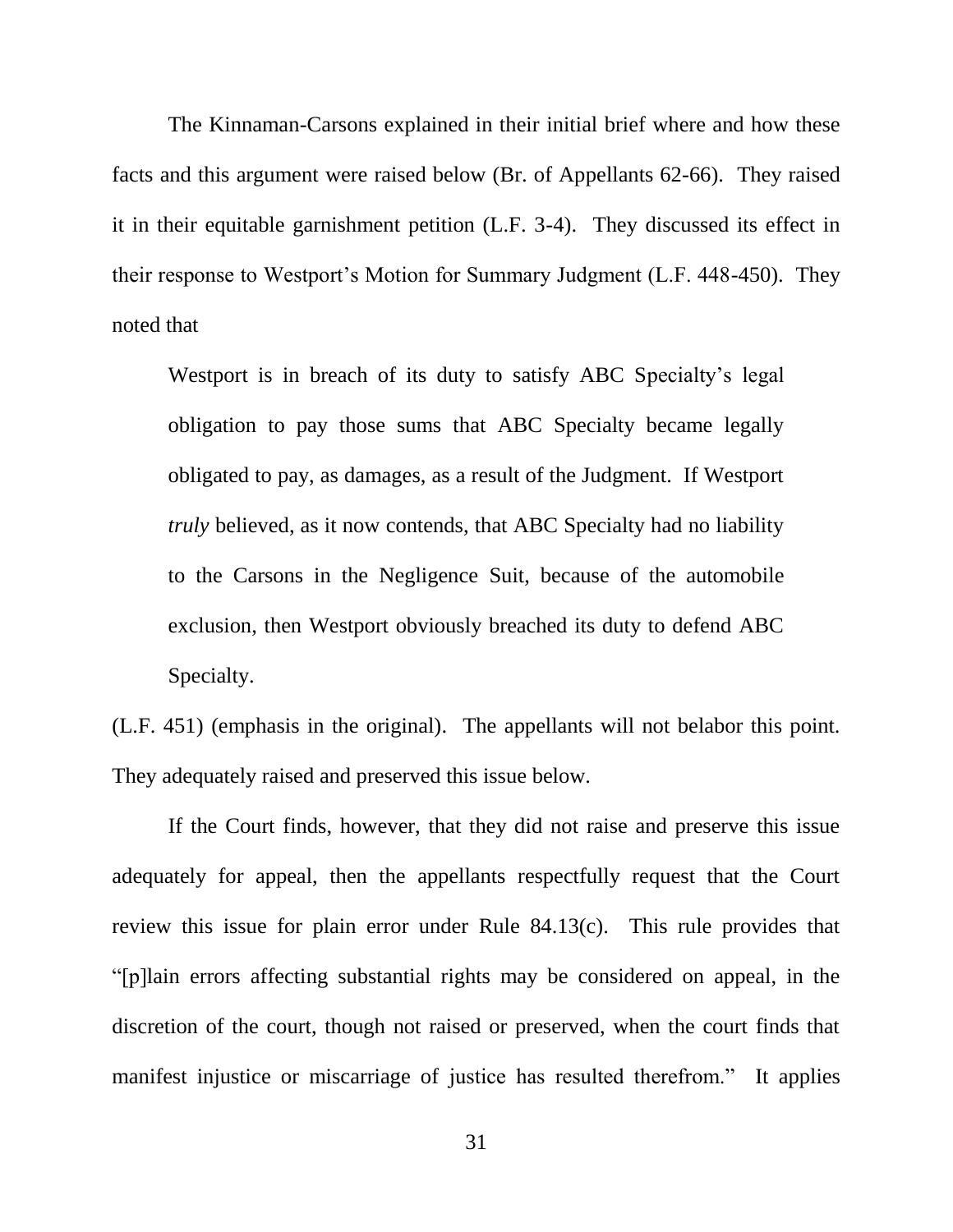The Kinnaman-Carsons explained in their initial brief where and how these facts and this argument were raised below (Br. of Appellants 62-66). They raised it in their equitable garnishment petition (L.F. 3-4). They discussed its effect in their response to Westport's Motion for Summary Judgment (L.F. 448-450). They noted that

> Westport is in breach of its duty to satisfy ABC Specialty's legal obligation to pay those sums that ABC Specialty became legally obligated to pay, as damages, as a result of the Judgment. If Westport *truly* believed, as it now contends, that ABC Specialty had no liability to the Carsons in the Negligence Suit, because of the automobile exclusion, then Westport obviously breached its duty to defend ABC Specialty.

(L.F. 451) (emphasis in the original). The appellants will not belabor this point. They adequately raised and preserved this issue below.

If the Court finds, however, that they did not raise and preserve this issue adequately for appeal, then the appellants respectfully request that the Court review this issue for plain error under Rule 84.13(c). This rule provides that "[p]lain errors affecting substantial rights may be considered on appeal, in the discretion of the court, though not raised or preserved, when the court finds that manifest injustice or miscarriage of justice has resulted therefrom." It applies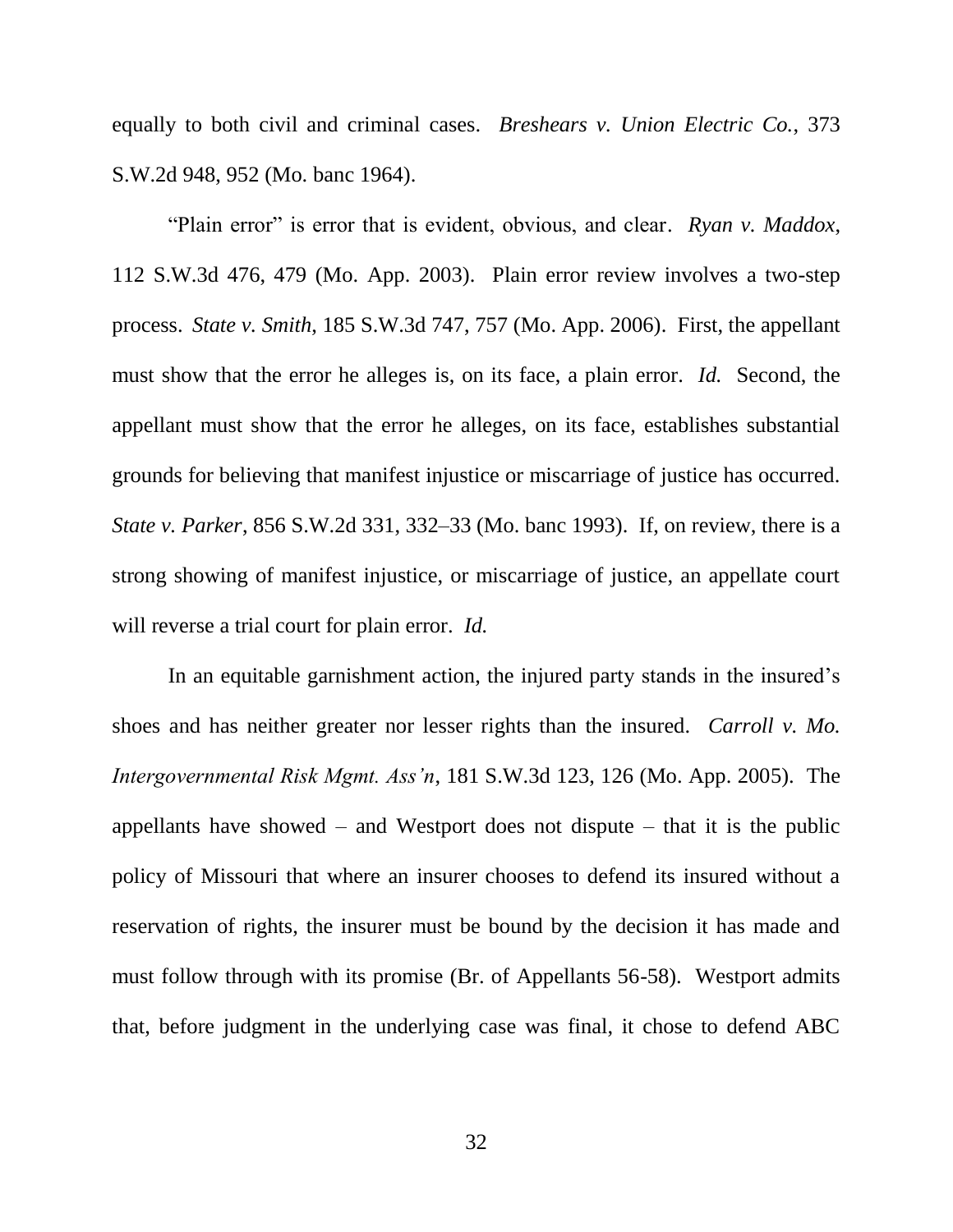equally to both civil and criminal cases. *Breshears v. Union Electric Co.*, 373 S.W.2d 948, 952 (Mo. banc 1964).

"Plain error" is error that is evident, obvious, and clear. *Ryan v. Maddox*, 112 S.W.3d 476, 479 (Mo. App. 2003). Plain error review involves a two-step process. *State v. Smith*, 185 S.W.3d 747, 757 (Mo. App. 2006). First, the appellant must show that the error he alleges is, on its face, a plain error. *Id.* Second, the appellant must show that the error he alleges, on its face, establishes substantial grounds for believing that manifest injustice or miscarriage of justice has occurred. *State v. Parker*, 856 S.W.2d 331, 332–33 (Mo. banc 1993). If, on review, there is a strong showing of manifest injustice, or miscarriage of justice, an appellate court will reverse a trial court for plain error. *Id.*

In an equitable garnishment action, the injured party stands in the insured's shoes and has neither greater nor lesser rights than the insured. *Carroll v. Mo. Intergovernmental Risk Mgmt. Ass'n*, 181 S.W.3d 123, 126 (Mo. App. 2005). The appellants have showed – and Westport does not dispute – that it is the public policy of Missouri that where an insurer chooses to defend its insured without a reservation of rights, the insurer must be bound by the decision it has made and must follow through with its promise (Br. of Appellants 56-58). Westport admits that, before judgment in the underlying case was final, it chose to defend ABC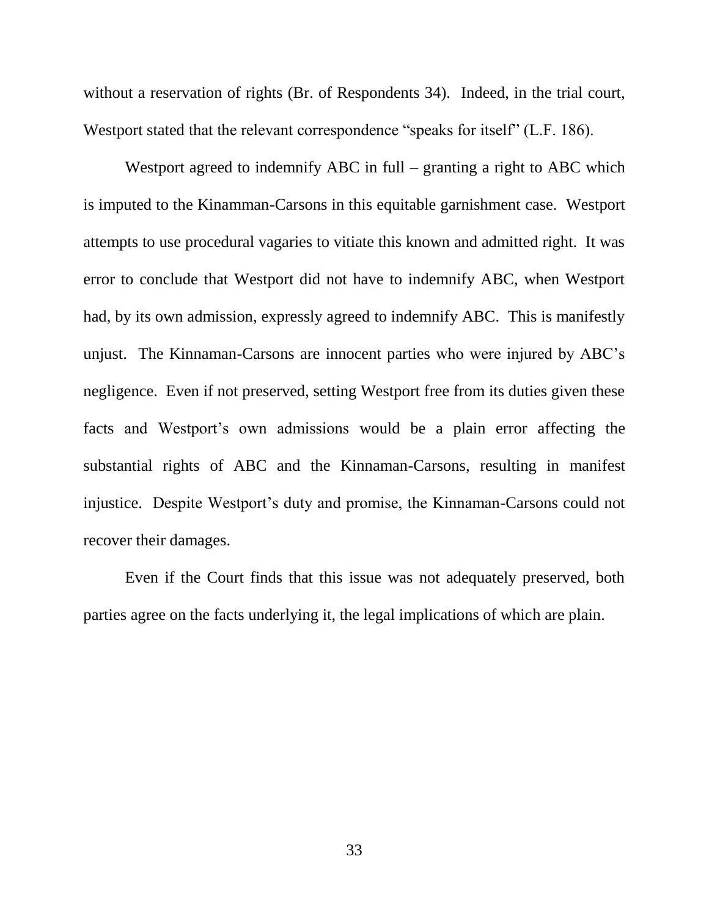without a reservation of rights (Br. of Respondents 34). Indeed, in the trial court, Westport stated that the relevant correspondence "speaks for itself" (L.F. 186).

Westport agreed to indemnify ABC in full – granting a right to ABC which is imputed to the Kinamman-Carsons in this equitable garnishment case. Westport attempts to use procedural vagaries to vitiate this known and admitted right. It was error to conclude that Westport did not have to indemnify ABC, when Westport had, by its own admission, expressly agreed to indemnify ABC. This is manifestly unjust. The Kinnaman-Carsons are innocent parties who were injured by ABC's negligence. Even if not preserved, setting Westport free from its duties given these facts and Westport's own admissions would be a plain error affecting the substantial rights of ABC and the Kinnaman-Carsons, resulting in manifest injustice. Despite Westport's duty and promise, the Kinnaman-Carsons could not recover their damages.

Even if the Court finds that this issue was not adequately preserved, both parties agree on the facts underlying it, the legal implications of which are plain.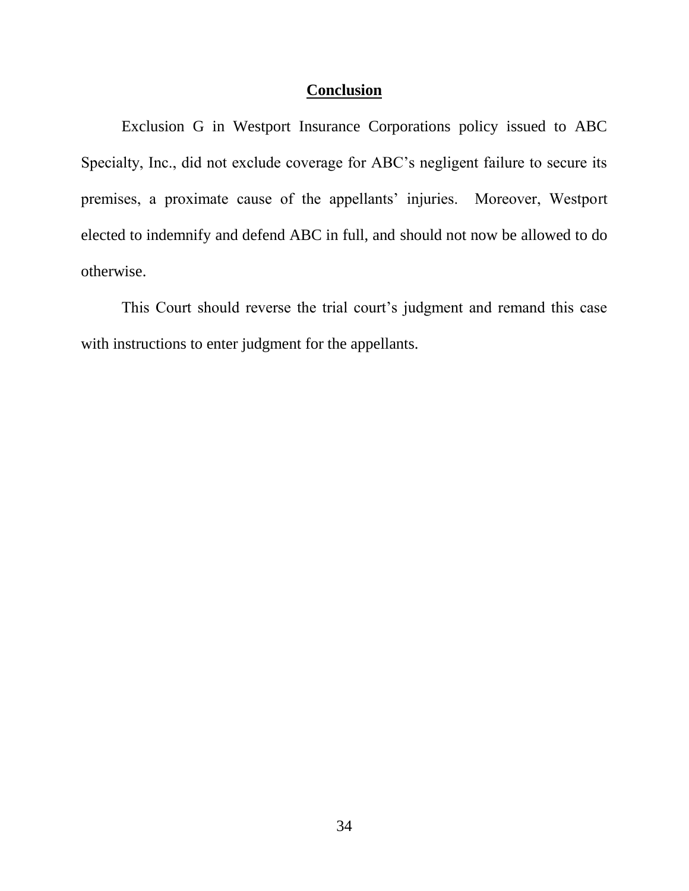## Conclusion

Exclusion G in Westport Insurance Corporations policy issued to ABC Specialty, Inc., did not exclude coverage for ABC's negligent failure to secure its premises, a proximate cause of the appellants' injuries. Moreover, Westport elected to indemnify and defend ABC in full, and should not now be allowed to do otherwise.

This Court should reverse the trial court's judgment and remand this case with instructions to enter judgment for the appellants.